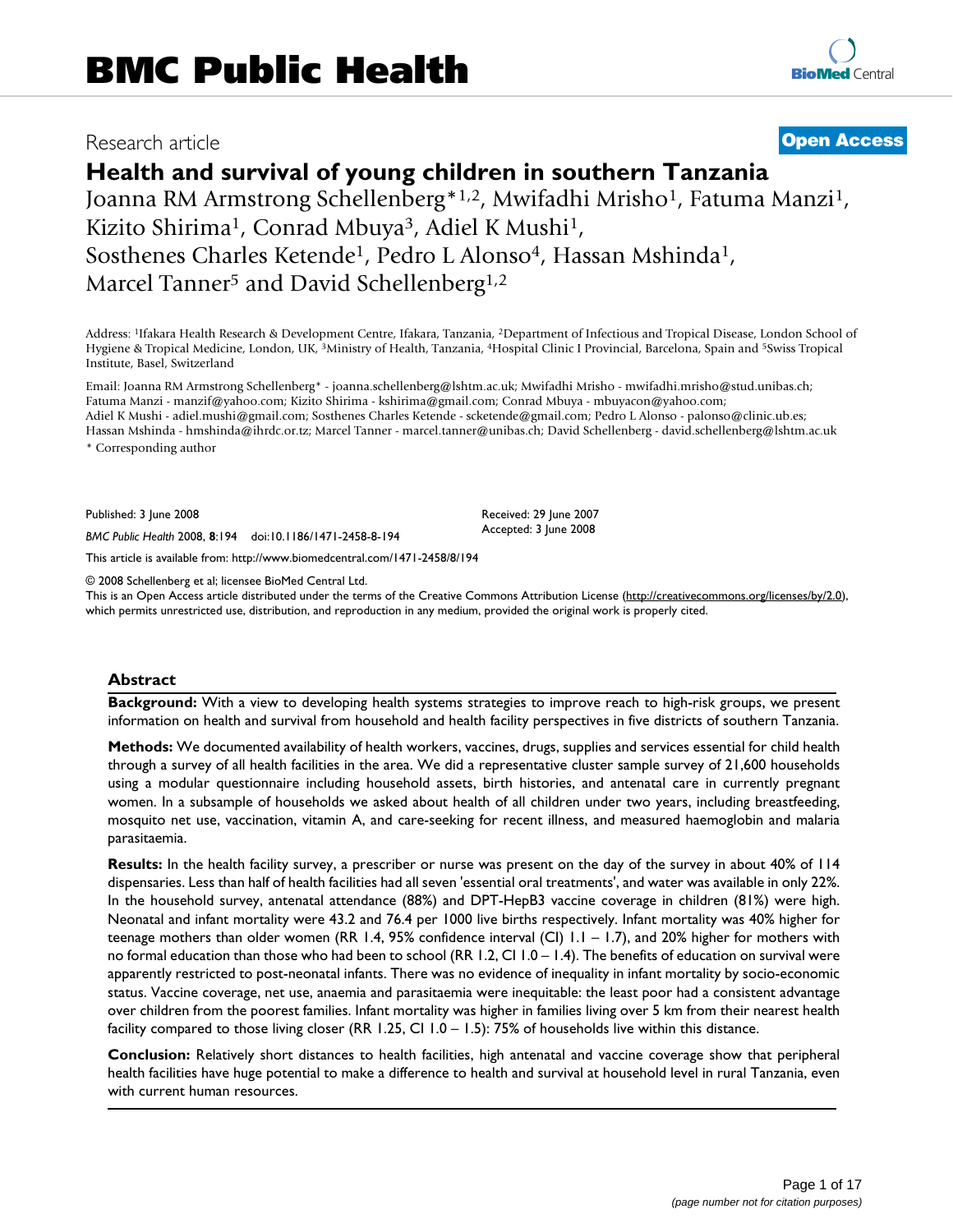# BMC Public Health

Research article

**Open Access**

# Health and survival of young children in southern Tanzania

Joanna RM Armstrong Schellenberg*[1,2], Mwifadhi Mrisho[1], Fatuma Manzi[1], Kizito Shirima[1], Conrad Mbuya[3], Adiel K Mushi[1], Sosthenes Charles Ketende[1], Pedro L Alonso[4], Hassan Mshinda[1], Marcel Tanner[5] and David Schellenberg[1,2]

Address: [1]Ifakara Health Research & Development Centre, Ifakara, Tanzania, [2]Department of Infectious and Tropical Disease, London School of Hygiene & Tropical Medicine, London, UK, [3]Ministry of Health, Tanzania, [4]Hospital Clinic I Provincial, Barcelona, Spain and [5]Swiss Tropical Institute, Basel, Switzerland

Email: Joanna RM Armstrong Schellenberg* - joanna.schellenberg@lshtm.ac.uk; Mwifadhi Mrisho - mwifadhi.mrisho@stud.unibas.ch; Fatuma Manzi - manzif@yahoo.com; Kizito Shirima - kshirima@gmail.com; Conrad Mbuya - mbuyacon@yahoo.com; Adiel K Mushi - adiel.mushi@gmail.com; Sosthenes Charles Ketende - scketende@gmail.com; Pedro L Alonso - palonso@clinic.ub.es; Hassan Mshinda - hmshinda@ihrdc.or.tz; Marcel Tanner - marcel.tanner@unibas.ch; David Schellenberg - david.schellenberg@lshtm.ac.uk

\* Corresponding author

Published: 3 June 2008

*BMC Public Health* 2008, **8**:194 doi:10.1186/1471-2458-8-194

Received: 29 June 2007
Accepted: 3 June 2008

This article is available from: http://www.biomedcentral.com/1471-2458/8/194

© 2008 Schellenberg et al; licensee BioMed Central Ltd.
This is an Open Access article distributed under the terms of the Creative Commons Attribution License (http://creativecommons.org/licenses/by/2.0), which permits unrestricted use, distribution, and reproduction in any medium, provided the original work is properly cited.

## Abstract

**Background:** With a view to developing health systems strategies to improve reach to high-risk groups, we present information on health and survival from household and health facility perspectives in five districts of southern Tanzania.

**Methods:** We documented availability of health workers, vaccines, drugs, supplies and services essential for child health through a survey of all health facilities in the area. We did a representative cluster sample survey of 21,600 households using a modular questionnaire including household assets, birth histories, and antenatal care in currently pregnant women. In a subsample of households we asked about health of all children under two years, including breastfeeding, mosquito net use, vaccination, vitamin A, and care-seeking for recent illness, and measured haemoglobin and malaria parasitaemia.

**Results:** In the health facility survey, a prescriber or nurse was present on the day of the survey in about 40% of 114 dispensaries. Less than half of health facilities had all seven 'essential oral treatments', and water was available in only 22%. In the household survey, antenatal attendance (88%) and DPT-HepB3 vaccine coverage in children (81%) were high. Neonatal and infant mortality were 43.2 and 76.4 per 1000 live births respectively. Infant mortality was 40% higher for teenage mothers than older women (RR 1.4, 95% confidence interval (CI) 1.1 – 1.7), and 20% higher for mothers with no formal education than those who had been to school (RR 1.2, CI 1.0 – 1.4). The benefits of education on survival were apparently restricted to post-neonatal infants. There was no evidence of inequality in infant mortality by socio-economic status. Vaccine coverage, net use, anaemia and parasitaemia were inequitable: the least poor had a consistent advantage over children from the poorest families. Infant mortality was higher in families living over 5 km from their nearest health facility compared to those living closer (RR 1.25, CI 1.0 – 1.5): 75% of households live within this distance.

**Conclusion:** Relatively short distances to health facilities, high antenatal and vaccine coverage show that peripheral health facilities have huge potential to make a difference to health and survival at household level in rural Tanzania, even with current human resources.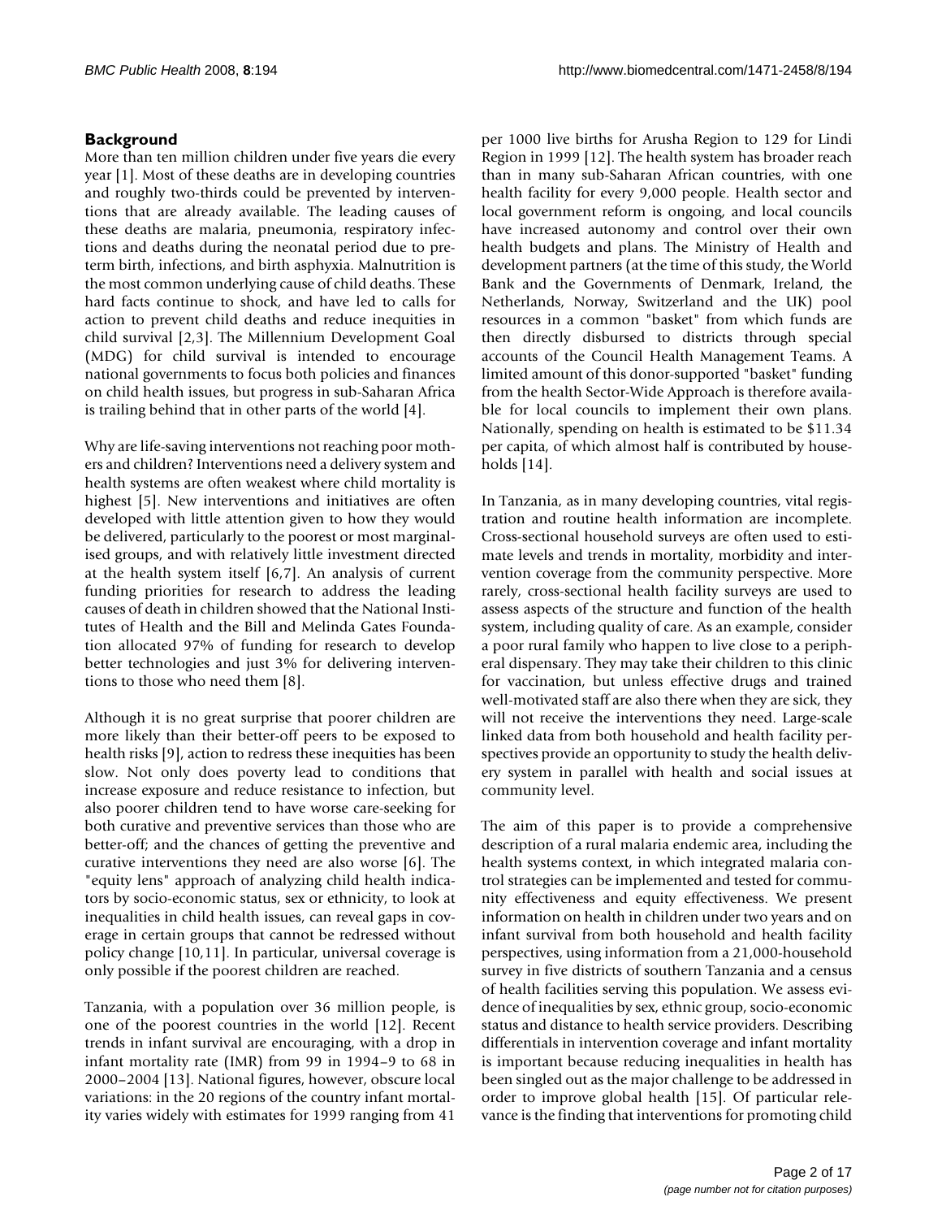## Background

More than ten million children under five years die every year [1]. Most of these deaths are in developing countries and roughly two-thirds could be prevented by interventions that are already available. The leading causes of these deaths are malaria, pneumonia, respiratory infections and deaths during the neonatal period due to preterm birth, infections, and birth asphyxia. Malnutrition is the most common underlying cause of child deaths. These hard facts continue to shock, and have led to calls for action to prevent child deaths and reduce inequities in child survival [2,3]. The Millennium Development Goal (MDG) for child survival is intended to encourage national governments to focus both policies and finances on child health issues, but progress in sub-Saharan Africa is trailing behind that in other parts of the world [4].

Why are life-saving interventions not reaching poor mothers and children? Interventions need a delivery system and health systems are often weakest where child mortality is highest [5]. New interventions and initiatives are often developed with little attention given to how they would be delivered, particularly to the poorest or most marginalised groups, and with relatively little investment directed at the health system itself [6,7]. An analysis of current funding priorities for research to address the leading causes of death in children showed that the National Institutes of Health and the Bill and Melinda Gates Foundation allocated 97% of funding for research to develop better technologies and just 3% for delivering interventions to those who need them [8].

Although it is no great surprise that poorer children are more likely than their better-off peers to be exposed to health risks [9], action to redress these inequities has been slow. Not only does poverty lead to conditions that increase exposure and reduce resistance to infection, but also poorer children tend to have worse care-seeking for both curative and preventive services than those who are better-off; and the chances of getting the preventive and curative interventions they need are also worse [6]. The "equity lens" approach of analyzing child health indicators by socio-economic status, sex or ethnicity, to look at inequalities in child health issues, can reveal gaps in coverage in certain groups that cannot be redressed without policy change [10,11]. In particular, universal coverage is only possible if the poorest children are reached.

Tanzania, with a population over 36 million people, is one of the poorest countries in the world [12]. Recent trends in infant survival are encouraging, with a drop in infant mortality rate (IMR) from 99 in 1994–9 to 68 in 2000–2004 [13]. National figures, however, obscure local variations: in the 20 regions of the country infant mortality varies widely with estimates for 1999 ranging from 41 per 1000 live births for Arusha Region to 129 for Lindi Region in 1999 [12]. The health system has broader reach than in many sub-Saharan African countries, with one health facility for every 9,000 people. Health sector and local government reform is ongoing, and local councils have increased autonomy and control over their own health budgets and plans. The Ministry of Health and development partners (at the time of this study, the World Bank and the Governments of Denmark, Ireland, the Netherlands, Norway, Switzerland and the UK) pool resources in a common "basket" from which funds are then directly disbursed to districts through special accounts of the Council Health Management Teams. A limited amount of this donor-supported "basket" funding from the health Sector-Wide Approach is therefore available for local councils to implement their own plans. Nationally, spending on health is estimated to be $11.34 per capita, of which almost half is contributed by households [14].

In Tanzania, as in many developing countries, vital registration and routine health information are incomplete. Cross-sectional household surveys are often used to estimate levels and trends in mortality, morbidity and intervention coverage from the community perspective. More rarely, cross-sectional health facility surveys are used to assess aspects of the structure and function of the health system, including quality of care. As an example, consider a poor rural family who happen to live close to a peripheral dispensary. They may take their children to this clinic for vaccination, but unless effective drugs and trained well-motivated staff are also there when they are sick, they will not receive the interventions they need. Large-scale linked data from both household and health facility perspectives provide an opportunity to study the health delivery system in parallel with health and social issues at community level.

The aim of this paper is to provide a comprehensive description of a rural malaria endemic area, including the health systems context, in which integrated malaria control strategies can be implemented and tested for community effectiveness and equity effectiveness. We present information on health in children under two years and on infant survival from both household and health facility perspectives, using information from a 21,000-household survey in five districts of southern Tanzania and a census of health facilities serving this population. We assess evidence of inequalities by sex, ethnic group, socio-economic status and distance to health service providers. Describing differentials in intervention coverage and infant mortality is important because reducing inequalities in health has been singled out as the major challenge to be addressed in order to improve global health [15]. Of particular relevance is the finding that interventions for promoting child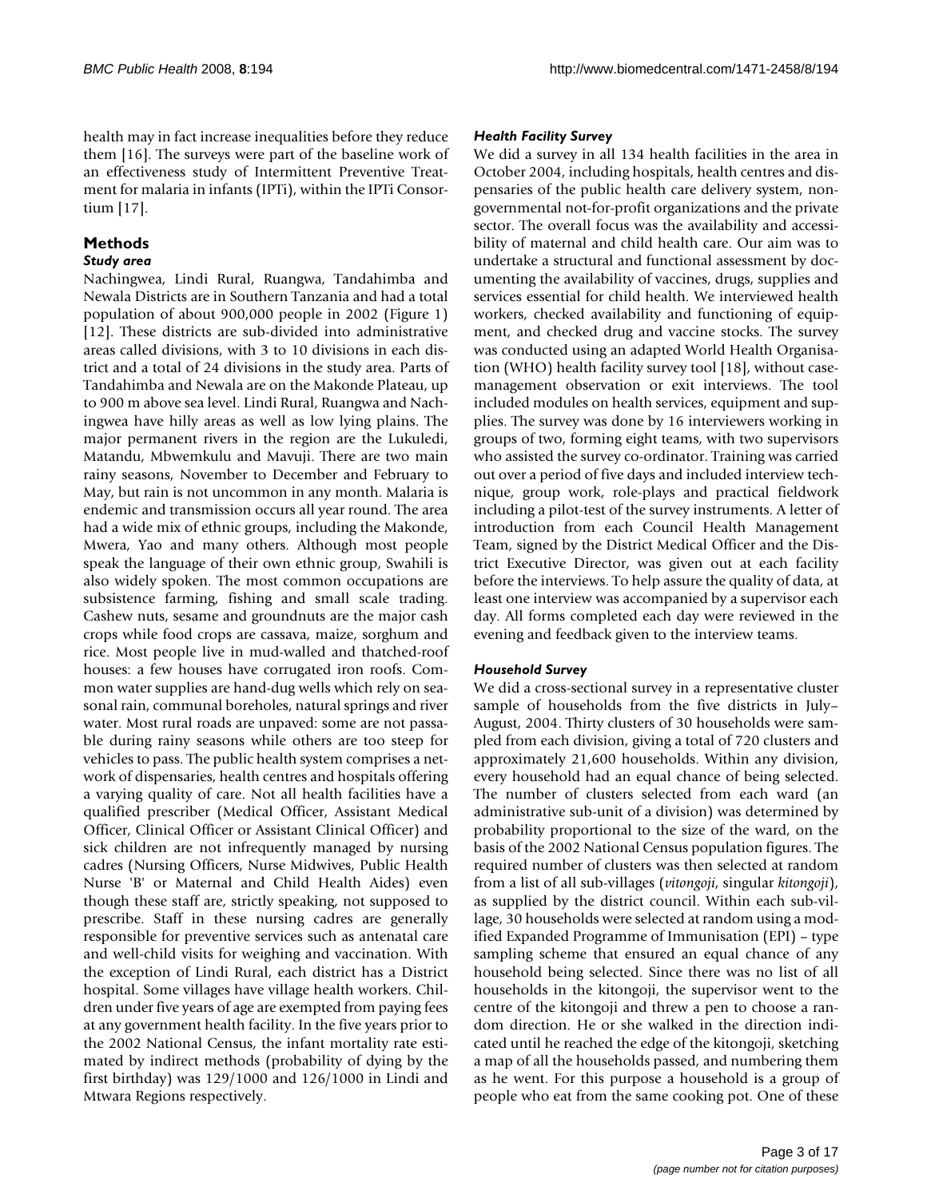health may in fact increase inequalities before they reduce them [16]. The surveys were part of the baseline work of an effectiveness study of Intermittent Preventive Treatment for malaria in infants (IPTi), within the IPTi Consortium [17].

## Methods

### *Study area*

Nachingwea, Lindi Rural, Ruangwa, Tandahimba and Newala Districts are in Southern Tanzania and had a total population of about 900,000 people in 2002 (Figure 1) [12]. These districts are sub-divided into administrative areas called divisions, with 3 to 10 divisions in each district and a total of 24 divisions in the study area. Parts of Tandahimba and Newala are on the Makonde Plateau, up to 900 m above sea level. Lindi Rural, Ruangwa and Nachingwea have hilly areas as well as low lying plains. The major permanent rivers in the region are the Lukuledi, Matandu, Mbwemkulu and Mavuji. There are two main rainy seasons, November to December and February to May, but rain is not uncommon in any month. Malaria is endemic and transmission occurs all year round. The area had a wide mix of ethnic groups, including the Makonde, Mwera, Yao and many others. Although most people speak the language of their own ethnic group, Swahili is also widely spoken. The most common occupations are subsistence farming, fishing and small scale trading. Cashew nuts, sesame and groundnuts are the major cash crops while food crops are cassava, maize, sorghum and rice. Most people live in mud-walled and thatched-roof houses: a few houses have corrugated iron roofs. Common water supplies are hand-dug wells which rely on seasonal rain, communal boreholes, natural springs and river water. Most rural roads are unpaved: some are not passable during rainy seasons while others are too steep for vehicles to pass. The public health system comprises a network of dispensaries, health centres and hospitals offering a varying quality of care. Not all health facilities have a qualified prescriber (Medical Officer, Assistant Medical Officer, Clinical Officer or Assistant Clinical Officer) and sick children are not infrequently managed by nursing cadres (Nursing Officers, Nurse Midwives, Public Health Nurse 'B' or Maternal and Child Health Aides) even though these staff are, strictly speaking, not supposed to prescribe. Staff in these nursing cadres are generally responsible for preventive services such as antenatal care and well-child visits for weighing and vaccination. With the exception of Lindi Rural, each district has a District hospital. Some villages have village health workers. Children under five years of age are exempted from paying fees at any government health facility. In the five years prior to the 2002 National Census, the infant mortality rate estimated by indirect methods (probability of dying by the first birthday) was 129/1000 and 126/1000 in Lindi and Mtwara Regions respectively.

### *Health Facility Survey*

We did a survey in all 134 health facilities in the area in October 2004, including hospitals, health centres and dispensaries of the public health care delivery system, non-governmental not-for-profit organizations and the private sector. The overall focus was the availability and accessibility of maternal and child health care. Our aim was to undertake a structural and functional assessment by documenting the availability of vaccines, drugs, supplies and services essential for child health. We interviewed health workers, checked availability and functioning of equipment, and checked drug and vaccine stocks. The survey was conducted using an adapted World Health Organisation (WHO) health facility survey tool [18], without case-management observation or exit interviews. The tool included modules on health services, equipment and supplies. The survey was done by 16 interviewers working in groups of two, forming eight teams, with two supervisors who assisted the survey co-ordinator. Training was carried out over a period of five days and included interview technique, group work, role-plays and practical fieldwork including a pilot-test of the survey instruments. A letter of introduction from each Council Health Management Team, signed by the District Medical Officer and the District Executive Director, was given out at each facility before the interviews. To help assure the quality of data, at least one interview was accompanied by a supervisor each day. All forms completed each day were reviewed in the evening and feedback given to the interview teams.

### *Household Survey*

We did a cross-sectional survey in a representative cluster sample of households from the five districts in July–August, 2004. Thirty clusters of 30 households were sampled from each division, giving a total of 720 clusters and approximately 21,600 households. Within any division, every household had an equal chance of being selected. The number of clusters selected from each ward (an administrative sub-unit of a division) was determined by probability proportional to the size of the ward, on the basis of the 2002 National Census population figures. The required number of clusters was then selected at random from a list of all sub-villages (*vitongoji*, singular *kitongoji*), as supplied by the district council. Within each sub-village, 30 households were selected at random using a modified Expanded Programme of Immunisation (EPI) – type sampling scheme that ensured an equal chance of any household being selected. Since there was no list of all households in the kitongoji, the supervisor went to the centre of the kitongoji and threw a pen to choose a random direction. He or she walked in the direction indicated until he reached the edge of the kitongoji, sketching a map of all the households passed, and numbering them as he went. For this purpose a household is a group of people who eat from the same cooking pot. One of these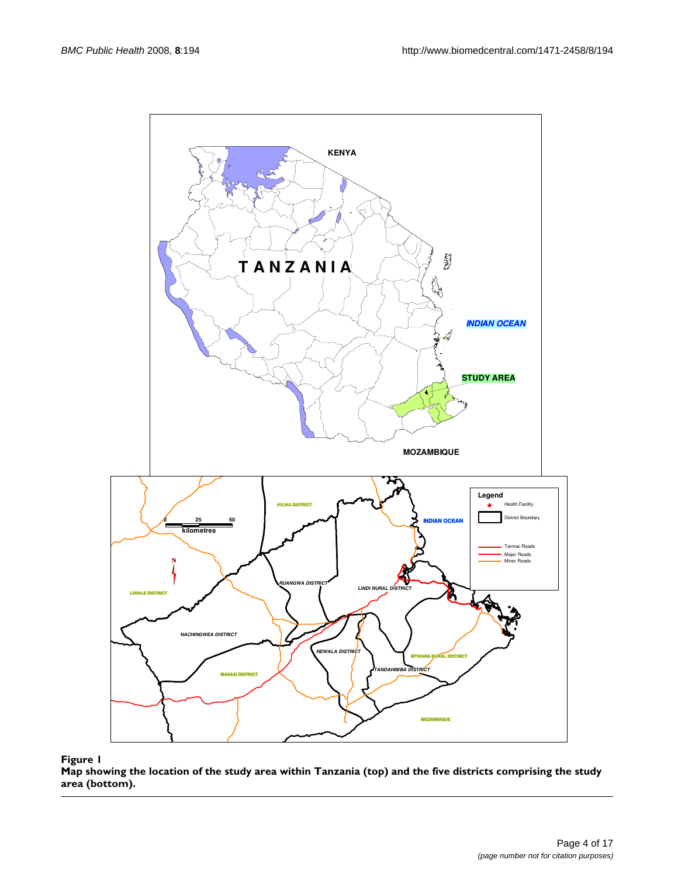**Figure 1**

**Map showing the location of the study area within Tanzania (top) and the five districts comprising the study area (bottom).**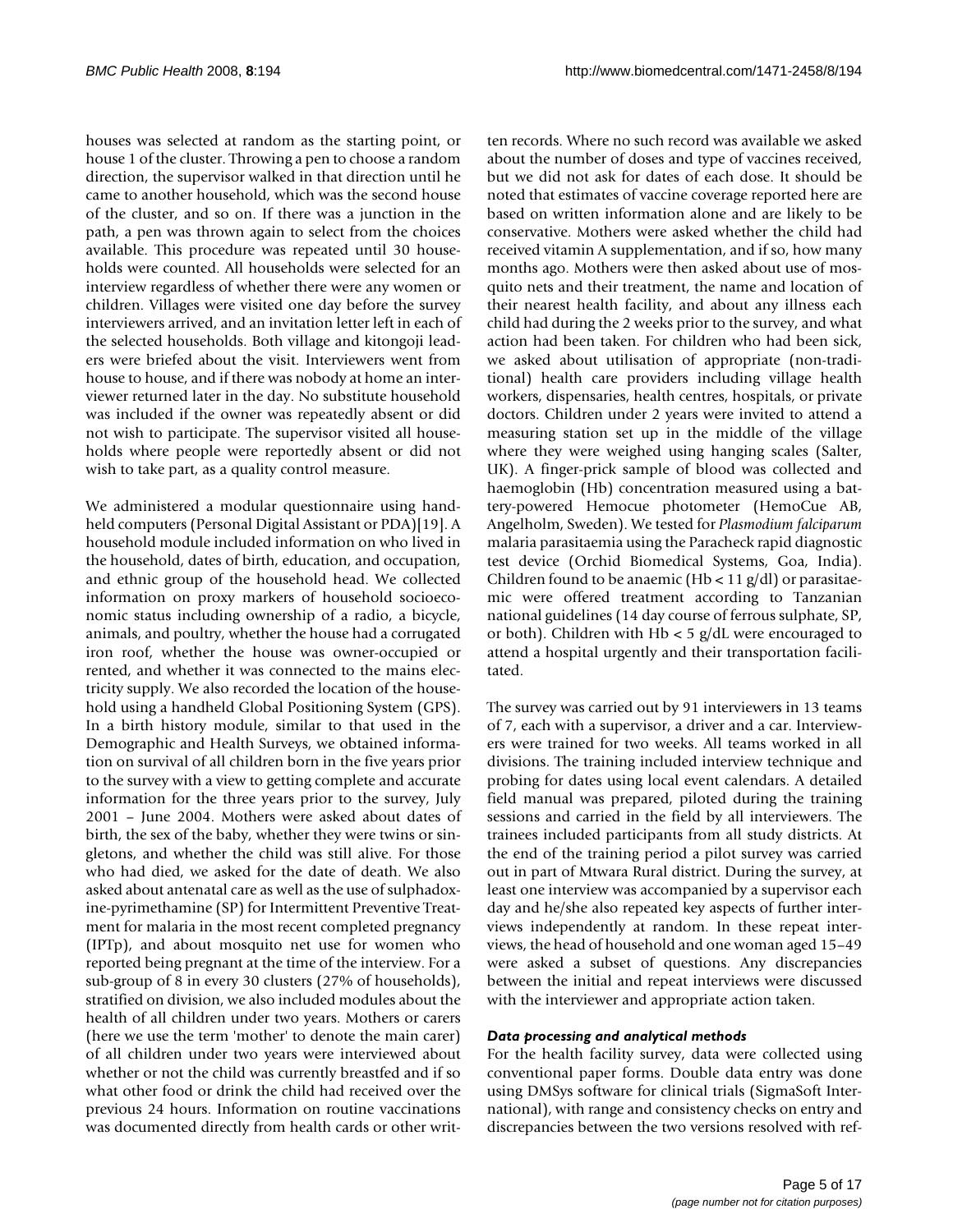houses was selected at random as the starting point, or house 1 of the cluster. Throwing a pen to choose a random direction, the supervisor walked in that direction until he came to another household, which was the second house of the cluster, and so on. If there was a junction in the path, a pen was thrown again to select from the choices available. This procedure was repeated until 30 households were counted. All households were selected for an interview regardless of whether there were any women or children. Villages were visited one day before the survey interviewers arrived, and an invitation letter left in each of the selected households. Both village and kitongoji leaders were briefed about the visit. Interviewers went from house to house, and if there was nobody at home an interviewer returned later in the day. No substitute household was included if the owner was repeatedly absent or did not wish to participate. The supervisor visited all households where people were reportedly absent or did not wish to take part, as a quality control measure.

We administered a modular questionnaire using handheld computers (Personal Digital Assistant or PDA)[19]. A household module included information on who lived in the household, dates of birth, education, and occupation, and ethnic group of the household head. We collected information on proxy markers of household socioeconomic status including ownership of a radio, a bicycle, animals, and poultry, whether the house had a corrugated iron roof, whether the house was owner-occupied or rented, and whether it was connected to the mains electricity supply. We also recorded the location of the household using a handheld Global Positioning System (GPS). In a birth history module, similar to that used in the Demographic and Health Surveys, we obtained information on survival of all children born in the five years prior to the survey with a view to getting complete and accurate information for the three years prior to the survey, July 2001 – June 2004. Mothers were asked about dates of birth, the sex of the baby, whether they were twins or singletons, and whether the child was still alive. For those who had died, we asked for the date of death. We also asked about antenatal care as well as the use of sulphadoxine-pyrimethamine (SP) for Intermittent Preventive Treatment for malaria in the most recent completed pregnancy (IPTp), and about mosquito net use for women who reported being pregnant at the time of the interview. For a sub-group of 8 in every 30 clusters (27% of households), stratified on division, we also included modules about the health of all children under two years. Mothers or carers (here we use the term 'mother' to denote the main carer) of all children under two years were interviewed about whether or not the child was currently breastfed and if so what other food or drink the child had received over the previous 24 hours. Information on routine vaccinations was documented directly from health cards or other written records. Where no such record was available we asked about the number of doses and type of vaccines received, but we did not ask for dates of each dose. It should be noted that estimates of vaccine coverage reported here are based on written information alone and are likely to be conservative. Mothers were asked whether the child had received vitamin A supplementation, and if so, how many months ago. Mothers were then asked about use of mosquito nets and their treatment, the name and location of their nearest health facility, and about any illness each child had during the 2 weeks prior to the survey, and what action had been taken. For children who had been sick, we asked about utilisation of appropriate (non-traditional) health care providers including village health workers, dispensaries, health centres, hospitals, or private doctors. Children under 2 years were invited to attend a measuring station set up in the middle of the village where they were weighed using hanging scales (Salter, UK). A finger-prick sample of blood was collected and haemoglobin (Hb) concentration measured using a battery-powered Hemocue photometer (HemoCue AB, Angelholm, Sweden). We tested for *Plasmodium falciparum* malaria parasitaemia using the Paracheck rapid diagnostic test device (Orchid Biomedical Systems, Goa, India). Children found to be anaemic (Hb < 11 g/dl) or parasitaemic were offered treatment according to Tanzanian national guidelines (14 day course of ferrous sulphate, SP, or both). Children with Hb < 5 g/dL were encouraged to attend a hospital urgently and their transportation facilitated.

The survey was carried out by 91 interviewers in 13 teams of 7, each with a supervisor, a driver and a car. Interviewers were trained for two weeks. All teams worked in all divisions. The training included interview technique and probing for dates using local event calendars. A detailed field manual was prepared, piloted during the training sessions and carried in the field by all interviewers. The trainees included participants from all study districts. At the end of the training period a pilot survey was carried out in part of Mtwara Rural district. During the survey, at least one interview was accompanied by a supervisor each day and he/she also repeated key aspects of further interviews independently at random. In these repeat interviews, the head of household and one woman aged 15–49 were asked a subset of questions. Any discrepancies between the initial and repeat interviews were discussed with the interviewer and appropriate action taken.

### *Data processing and analytical methods*

For the health facility survey, data were collected using conventional paper forms. Double data entry was done using DMSys software for clinical trials (SigmaSoft International), with range and consistency checks on entry and discrepancies between the two versions resolved with ref-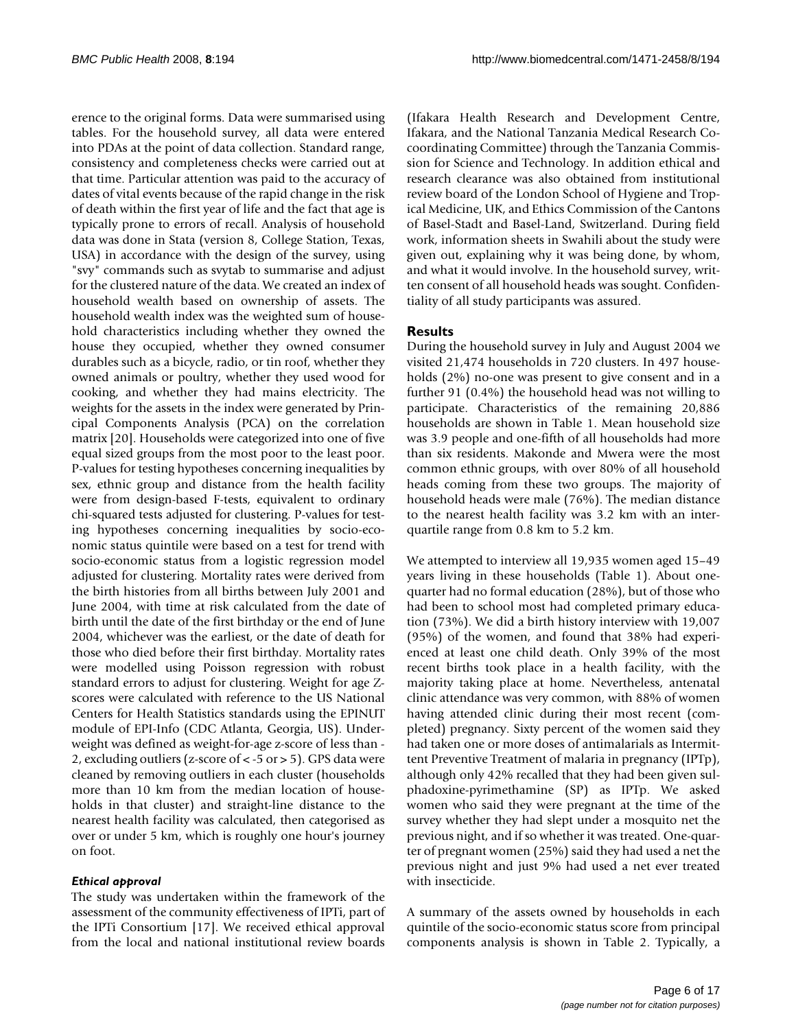erence to the original forms. Data were summarised using tables. For the household survey, all data were entered into PDAs at the point of data collection. Standard range, consistency and completeness checks were carried out at that time. Particular attention was paid to the accuracy of dates of vital events because of the rapid change in the risk of death within the first year of life and the fact that age is typically prone to errors of recall. Analysis of household data was done in Stata (version 8, College Station, Texas, USA) in accordance with the design of the survey, using "svy" commands such as svytab to summarise and adjust for the clustered nature of the data. We created an index of household wealth based on ownership of assets. The household wealth index was the weighted sum of household characteristics including whether they owned the house they occupied, whether they owned consumer durables such as a bicycle, radio, or tin roof, whether they owned animals or poultry, whether they used wood for cooking, and whether they had mains electricity. The weights for the assets in the index were generated by Principal Components Analysis (PCA) on the correlation matrix [20]. Households were categorized into one of five equal sized groups from the most poor to the least poor. P-values for testing hypotheses concerning inequalities by sex, ethnic group and distance from the health facility were from design-based F-tests, equivalent to ordinary chi-squared tests adjusted for clustering. P-values for testing hypotheses concerning inequalities by socio-economic status quintile were based on a test for trend with socio-economic status from a logistic regression model adjusted for clustering. Mortality rates were derived from the birth histories from all births between July 2001 and June 2004, with time at risk calculated from the date of birth until the date of the first birthday or the end of June 2004, whichever was the earliest, or the date of death for those who died before their first birthday. Mortality rates were modelled using Poisson regression with robust standard errors to adjust for clustering. Weight for age Z-scores were calculated with reference to the US National Centers for Health Statistics standards using the EPINUT module of EPI-Info (CDC Atlanta, Georgia, US). Underweight was defined as weight-for-age z-score of less than -2, excluding outliers (z-score of < -5 or > 5). GPS data were cleaned by removing outliers in each cluster (households more than 10 km from the median location of households in that cluster) and straight-line distance to the nearest health facility was calculated, then categorised as over or under 5 km, which is roughly one hour's journey on foot.

### *Ethical approval*

The study was undertaken within the framework of the assessment of the community effectiveness of IPTi, part of the IPTi Consortium [17]. We received ethical approval from the local and national institutional review boards (Ifakara Health Research and Development Centre, Ifakara, and the National Tanzania Medical Research Cocoordinating Committee) through the Tanzania Commission for Science and Technology. In addition ethical and research clearance was also obtained from institutional review board of the London School of Hygiene and Tropical Medicine, UK, and Ethics Commission of the Cantons of Basel-Stadt and Basel-Land, Switzerland. During field work, information sheets in Swahili about the study were given out, explaining why it was being done, by whom, and what it would involve. In the household survey, written consent of all household heads was sought. Confidentiality of all study participants was assured.

## Results

During the household survey in July and August 2004 we visited 21,474 households in 720 clusters. In 497 households (2%) no-one was present to give consent and in a further 91 (0.4%) the household head was not willing to participate. Characteristics of the remaining 20,886 households are shown in Table 1. Mean household size was 3.9 people and one-fifth of all households had more than six residents. Makonde and Mwera were the most common ethnic groups, with over 80% of all household heads coming from these two groups. The majority of household heads were male (76%). The median distance to the nearest health facility was 3.2 km with an interquartile range from 0.8 km to 5.2 km.

We attempted to interview all 19,935 women aged 15–49 years living in these households (Table 1). About one-quarter had no formal education (28%), but of those who had been to school most had completed primary education (73%). We did a birth history interview with 19,007 (95%) of the women, and found that 38% had experienced at least one child death. Only 39% of the most recent births took place in a health facility, with the majority taking place at home. Nevertheless, antenatal clinic attendance was very common, with 88% of women having attended clinic during their most recent (completed) pregnancy. Sixty percent of the women said they had taken one or more doses of antimalarials as Intermittent Preventive Treatment of malaria in pregnancy (IPTp), although only 42% recalled that they had been given sulphadoxine-pyrimethamine (SP) as IPTp. We asked women who said they were pregnant at the time of the survey whether they had slept under a mosquito net the previous night, and if so whether it was treated. One-quarter of pregnant women (25%) said they had used a net the previous night and just 9% had used a net ever treated with insecticide.

A summary of the assets owned by households in each quintile of the socio-economic status score from principal components analysis is shown in Table 2. Typically, a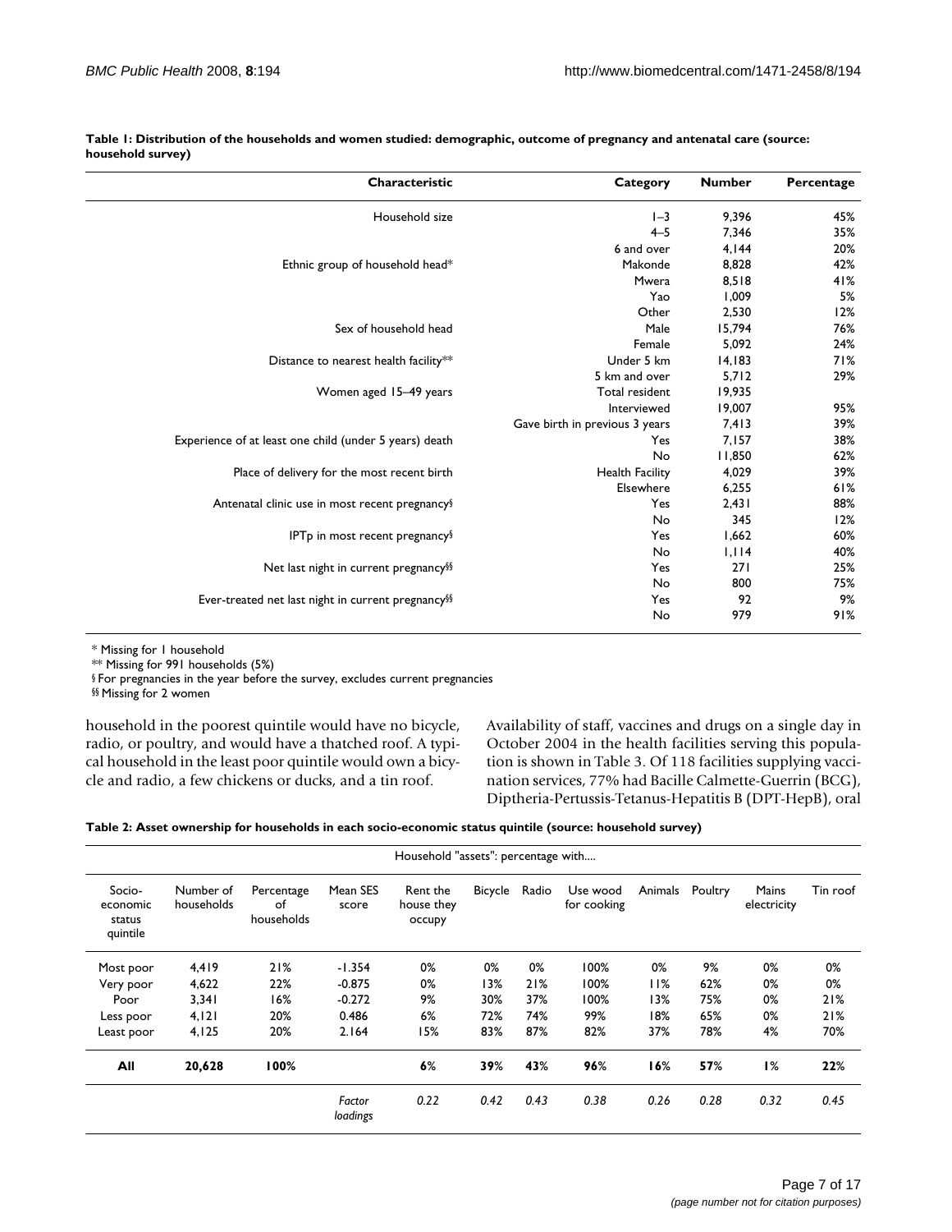**Table 1: Distribution of the households and women studied: demographic, outcome of pregnancy and antenatal care (source: household survey)**

| Characteristic | Category | Number | Percentage |
|---|---|---|---|
| Household size | 1–3 | 9,396 | 45% |
| | 4–5 | 7,346 | 35% |
| | 6 and over | 4,144 | 20% |
| Ethnic group of household head* | Makonde | 8,828 | 42% |
| | Mwera | 8,518 | 41% |
| | Yao | 1,009 | 5% |
| | Other | 2,530 | 12% |
| Sex of household head | Male | 15,794 | 76% |
| | Female | 5,092 | 24% |
| Distance to nearest health facility** | Under 5 km | 14,183 | 71% |
| | 5 km and over | 5,712 | 29% |
| Women aged 15–49 years | Total resident | 19,935 | |
| | Interviewed | 19,007 | 95% |
| | Gave birth in previous 3 years | 7,413 | 39% |
| Experience of at least one child (under 5 years) death | Yes | 7,157 | 38% |
| | No | 11,850 | 62% |
| Place of delivery for the most recent birth | Health Facility | 4,029 | 39% |
| | Elsewhere | 6,255 | 61% |
| Antenatal clinic use in most recent pregnancy§ | Yes | 2,431 | 88% |
| | No | 345 | 12% |
| IPTp in most recent pregnancy§ | Yes | 1,662 | 60% |
| | No | 1,114 | 40% |
| Net last night in current pregnancy§§ | Yes | 271 | 25% |
| | No | 800 | 75% |
| Ever-treated net last night in current pregnancy§§ | Yes | 92 | 9% |
| | No | 979 | 91% |

* Missing for 1 household

** Missing for 991 households (5%)

§ For pregnancies in the year before the survey, excludes current pregnancies

§§ Missing for 2 women

household in the poorest quintile would have no bicycle, radio, or poultry, and would have a thatched roof. A typical household in the least poor quintile would own a bicycle and radio, a few chickens or ducks, and a tin roof.

Availability of staff, vaccines and drugs on a single day in October 2004 in the health facilities serving this population is shown in Table 3. Of 118 facilities supplying vaccination services, 77% had Bacille Calmette-Guerrin (BCG), Diptheria-Pertussis-Tetanus-Hepatitis B (DPT-HepB), oral

**Table 2: Asset ownership for households in each socio-economic status quintile (source: household survey)**

| | | | | Household "assets": percentage with.... | | | | | | | |
|---|---|---|---|---|---|---|---|---|---|---|---|
| Socio-economic status quintile | Number of households | Percentage of households | Mean SES score | Rent the house they occupy | Bicycle | Radio | Use wood for cooking | Animals | Poultry | Mains electricity | Tin roof |
| Most poor | 4,419 | 21% | -1.354 | 0% | 0% | 0% | 100% | 0% | 9% | 0% | 0% |
| Very poor | 4,622 | 22% | -0.875 | 0% | 13% | 21% | 100% | 11% | 62% | 0% | 0% |
| Poor | 3,341 | 16% | -0.272 | 9% | 30% | 37% | 100% | 13% | 75% | 0% | 21% |
| Less poor | 4,121 | 20% | 0.486 | 6% | 72% | 74% | 99% | 18% | 65% | 0% | 21% |
| Least poor | 4,125 | 20% | 2.164 | 15% | 83% | 87% | 82% | 37% | 78% | 4% | 70% |
| **All** | **20,628** | **100%** | | **6%** | **39%** | **43%** | **96%** | **16%** | **57%** | **1%** | **22%** |
| | | | *Factor loadings* | *0.22* | *0.42* | *0.43* | *0.38* | *0.26* | *0.28* | *0.32* | *0.45* |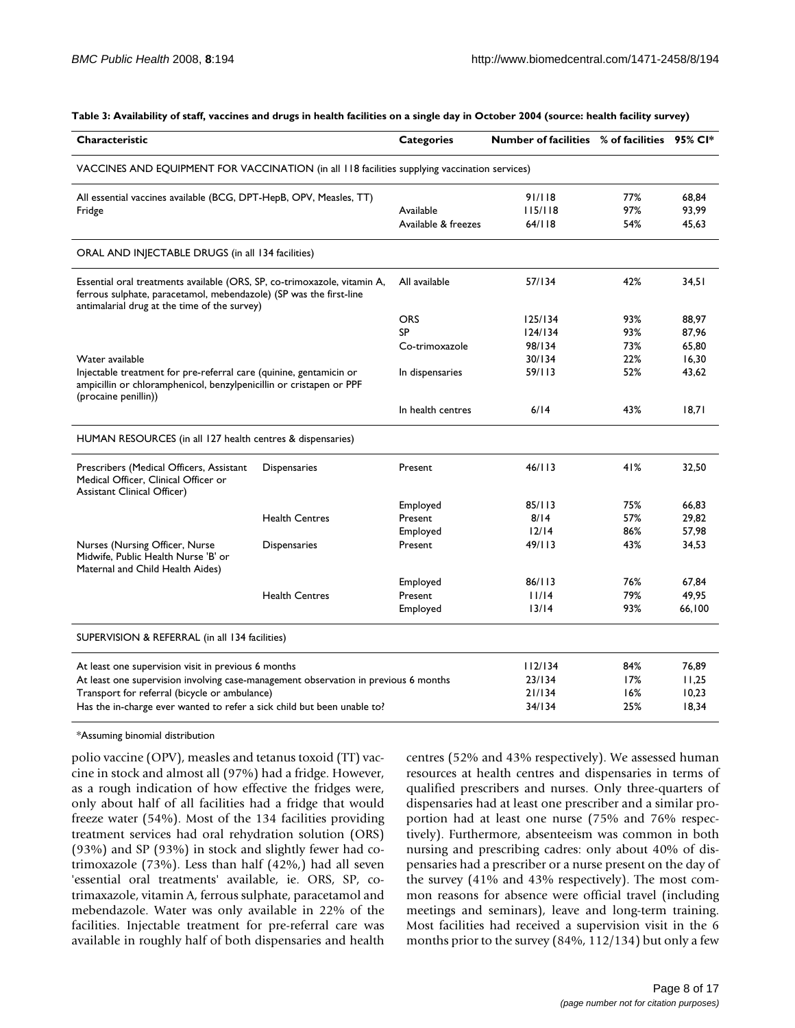**Table 3: Availability of staff, vaccines and drugs in health facilities on a single day in October 2004 (source: health facility survey)**

| Characteristic | | Categories | Number of facilities | % of facilities | 95% CI* |
|---|---|---|---|---|---|
| VACCINES AND EQUIPMENT FOR VACCINATION (in all 118 facilities supplying vaccination services) | | | | | |
| All essential vaccines available (BCG, DPT-HepB, OPV, Measles, TT) | | | 91/118 | 77% | 68,84 |
| Fridge | | Available | 115/118 | 97% | 93,99 |
| | | Available & freezes | 64/118 | 54% | 45,63 |
| ORAL AND INJECTABLE DRUGS (in all 134 facilities) | | | | | |
| Essential oral treatments available (ORS, SP, co-trimoxazole, vitamin A, ferrous sulphate, paracetamol, mebendazole) (SP was the first-line antimalarial drug at the time of the survey) | | All available | 57/134 | 42% | 34,51 |
| | | ORS | 125/134 | 93% | 88,97 |
| | | SP | 124/134 | 93% | 87,96 |
| | | Co-trimoxazole | 98/134 | 73% | 65,80 |
| Water available | | | 30/134 | 22% | 16,30 |
| Injectable treatment for pre-referral care (quinine, gentamicin or ampicillin or chloramphenicol, benzylpenicillin or cristapen or PPF (procaine penillin)) | | In dispensaries | 59/113 | 52% | 43,62 |
| | | In health centres | 6/14 | 43% | 18,71 |
| HUMAN RESOURCES (in all 127 health centres & dispensaries) | | | | | |
| Prescribers (Medical Officers, Assistant Medical Officer, Clinical Officer or Assistant Clinical Officer) | Dispensaries | Present | 46/113 | 41% | 32,50 |
| | | Employed | 85/113 | 75% | 66,83 |
| | Health Centres | Present | 8/14 | 57% | 29,82 |
| | | Employed | 12/14 | 86% | 57,98 |
| Nurses (Nursing Officer, Nurse Midwife, Public Health Nurse 'B' or Maternal and Child Health Aides) | Dispensaries | Present | 49/113 | 43% | 34,53 |
| | | Employed | 86/113 | 76% | 67,84 |
| | Health Centres | Present | 11/14 | 79% | 49,95 |
| | | Employed | 13/14 | 93% | 66,100 |
| SUPERVISION & REFERRAL (in all 134 facilities) | | | | | |
| At least one supervision visit in previous 6 months | | | 112/134 | 84% | 76,89 |
| At least one supervision involving case-management observation in previous 6 months | | | 23/134 | 17% | 11,25 |
| Transport for referral (bicycle or ambulance) | | | 21/134 | 16% | 10,23 |
| Has the in-charge ever wanted to refer a sick child but been unable to? | | | 34/134 | 25% | 18,34 |

*Assuming binomial distribution

polio vaccine (OPV), measles and tetanus toxoid (TT) vaccine in stock and almost all (97%) had a fridge. However, as a rough indication of how effective the fridges were, only about half of all facilities had a fridge that would freeze water (54%). Most of the 134 facilities providing treatment services had oral rehydration solution (ORS) (93%) and SP (93%) in stock and slightly fewer had co-trimoxazole (73%). Less than half (42%,) had all seven 'essential oral treatments' available, ie. ORS, SP, co-trimaxazole, vitamin A, ferrous sulphate, paracetamol and mebendazole. Water was only available in 22% of the facilities. Injectable treatment for pre-referral care was available in roughly half of both dispensaries and health centres (52% and 43% respectively). We assessed human resources at health centres and dispensaries in terms of qualified prescribers and nurses. Only three-quarters of dispensaries had at least one prescriber and a similar proportion had at least one nurse (75% and 76% respectively). Furthermore, absenteeism was common in both nursing and prescribing cadres: only about 40% of dispensaries had a prescriber or a nurse present on the day of the survey (41% and 43% respectively). The most common reasons for absence were official travel (including meetings and seminars), leave and long-term training. Most facilities had received a supervision visit in the 6 months prior to the survey (84%, 112/134) but only a few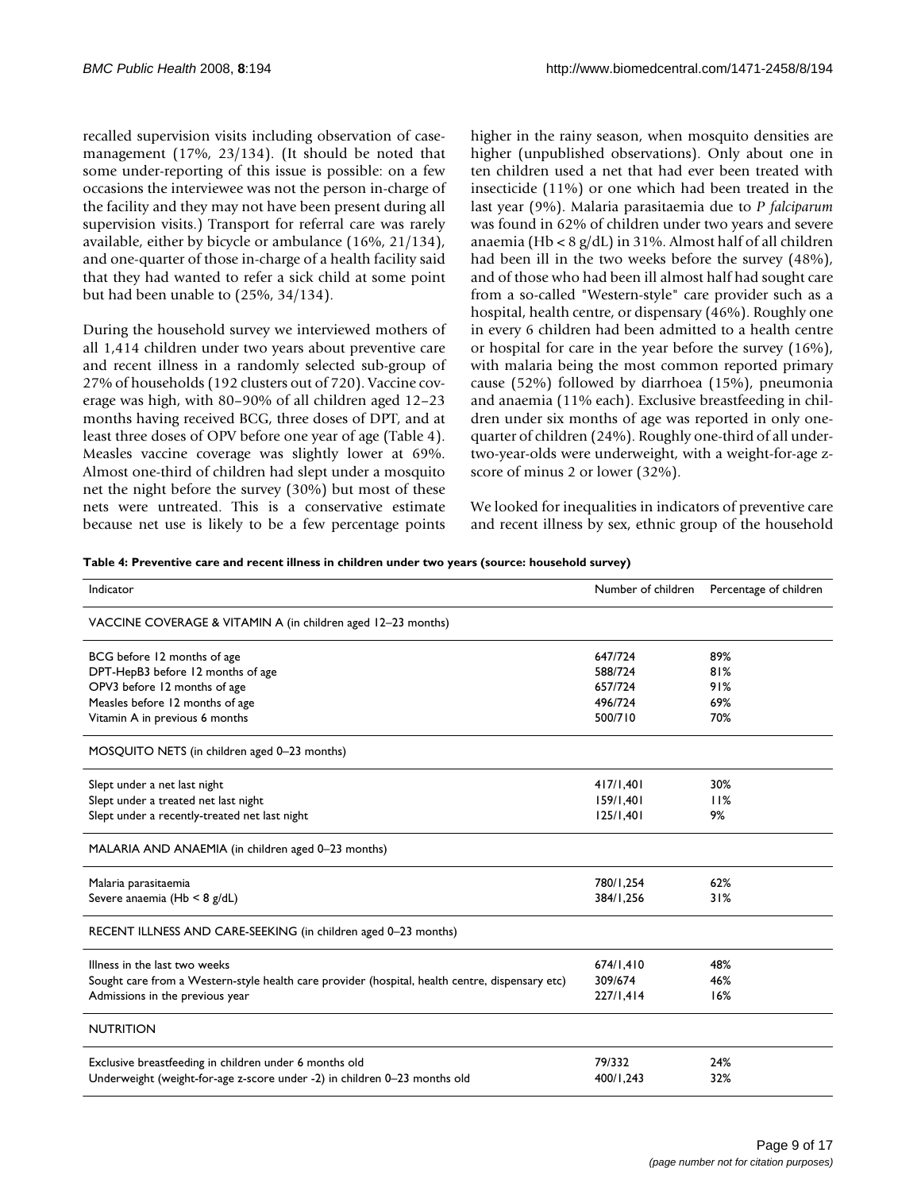recalled supervision visits including observation of case-management (17%, 23/134). (It should be noted that some under-reporting of this issue is possible: on a few occasions the interviewee was not the person in-charge of the facility and they may not have been present during all supervision visits.) Transport for referral care was rarely available, either by bicycle or ambulance (16%, 21/134), and one-quarter of those in-charge of a health facility said that they had wanted to refer a sick child at some point but had been unable to (25%, 34/134).

During the household survey we interviewed mothers of all 1,414 children under two years about preventive care and recent illness in a randomly selected sub-group of 27% of households (192 clusters out of 720). Vaccine coverage was high, with 80–90% of all children aged 12–23 months having received BCG, three doses of DPT, and at least three doses of OPV before one year of age (Table 4). Measles vaccine coverage was slightly lower at 69%. Almost one-third of children had slept under a mosquito net the night before the survey (30%) but most of these nets were untreated. This is a conservative estimate because net use is likely to be a few percentage points higher in the rainy season, when mosquito densities are higher (unpublished observations). Only about one in ten children used a net that had ever been treated with insecticide (11%) or one which had been treated in the last year (9%). Malaria parasitaemia due to *P falciparum* was found in 62% of children under two years and severe anaemia (Hb < 8 g/dL) in 31%. Almost half of all children had been ill in the two weeks before the survey (48%), and of those who had been ill almost half had sought care from a so-called "Western-style" care provider such as a hospital, health centre, or dispensary (46%). Roughly one in every 6 children had been admitted to a health centre or hospital for care in the year before the survey (16%), with malaria being the most common reported primary cause (52%) followed by diarrhoea (15%), pneumonia and anaemia (11% each). Exclusive breastfeeding in children under six months of age was reported in only one-quarter of children (24%). Roughly one-third of all under-two-year-olds were underweight, with a weight-for-age z-score of minus 2 or lower (32%).

We looked for inequalities in indicators of preventive care and recent illness by sex, ethnic group of the household

**Table 4: Preventive care and recent illness in children under two years (source: household survey)**

| Indicator | Number of children | Percentage of children |
| --- | --- | --- |
| VACCINE COVERAGE & VITAMIN A (in children aged 12–23 months) | | |
| BCG before 12 months of age | 647/724 | 89% |
| DPT-HepB3 before 12 months of age | 588/724 | 81% |
| OPV3 before 12 months of age | 657/724 | 91% |
| Measles before 12 months of age | 496/724 | 69% |
| Vitamin A in previous 6 months | 500/710 | 70% |
| MOSQUITO NETS (in children aged 0–23 months) | | |
| Slept under a net last night | 417/1,401 | 30% |
| Slept under a treated net last night | 159/1,401 | 11% |
| Slept under a recently-treated net last night | 125/1,401 | 9% |
| MALARIA AND ANAEMIA (in children aged 0–23 months) | | |
| Malaria parasitaemia | 780/1,254 | 62% |
| Severe anaemia (Hb < 8 g/dL) | 384/1,256 | 31% |
| RECENT ILLNESS AND CARE-SEEKING (in children aged 0–23 months) | | |
| Illness in the last two weeks | 674/1,410 | 48% |
| Sought care from a Western-style health care provider (hospital, health centre, dispensary etc) | 309/674 | 46% |
| Admissions in the previous year | 227/1,414 | 16% |
| NUTRITION | | |
| Exclusive breastfeeding in children under 6 months old | 79/332 | 24% |
| Underweight (weight-for-age z-score under -2) in children 0–23 months old | 400/1,243 | 32% |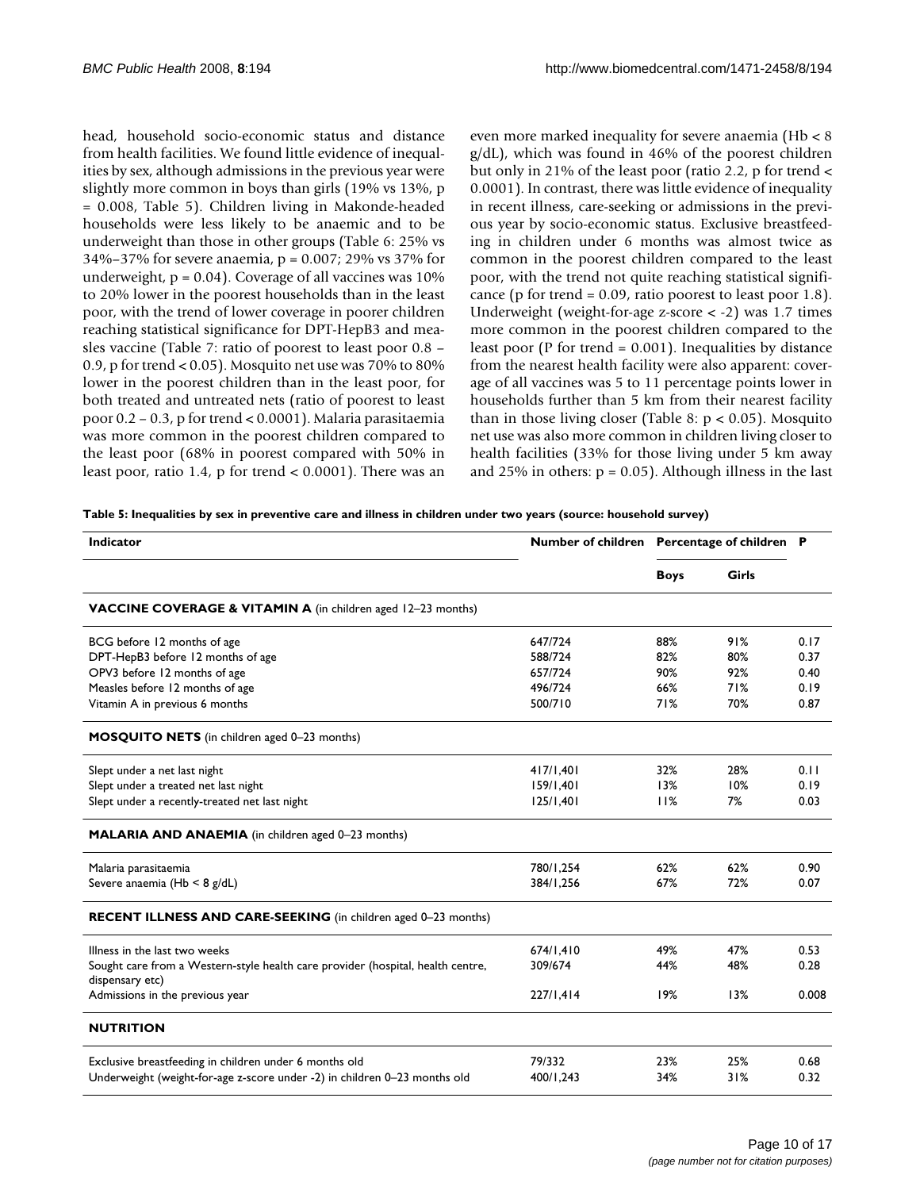head, household socio-economic status and distance from health facilities. We found little evidence of inequalities by sex, although admissions in the previous year were slightly more common in boys than girls (19% vs 13%, $p = 0.008$, Table 5). Children living in Makonde-headed households were less likely to be anaemic and to be underweight than those in other groups (Table 6: 25% vs 34%–37% for severe anaemia, $p = 0.007$; 29% vs 37% for underweight, $p = 0.04$). Coverage of all vaccines was 10% to 20% lower in the poorest households than in the least poor, with the trend of lower coverage in poorer children reaching statistical significance for DPT-HepB3 and measles vaccine (Table 7: ratio of poorest to least poor 0.8 – 0.9, p for trend < 0.05). Mosquito net use was 70% to 80% lower in the poorest children than in the least poor, for both treated and untreated nets (ratio of poorest to least poor 0.2 – 0.3, p for trend < 0.0001). Malaria parasitaemia was more common in the poorest children compared to the least poor (68% in poorest compared with 50% in least poor, ratio 1.4, p for trend < 0.0001). There was an even more marked inequality for severe anaemia (Hb < 8 g/dL), which was found in 46% of the poorest children but only in 21% of the least poor (ratio 2.2, p for trend < 0.0001). In contrast, there was little evidence of inequality in recent illness, care-seeking or admissions in the previous year by socio-economic status. Exclusive breastfeeding in children under 6 months was almost twice as common in the poorest children compared to the least poor, with the trend not quite reaching statistical significance (p for trend = 0.09, ratio poorest to least poor 1.8). Underweight (weight-for-age z-score < -2) was 1.7 times more common in the poorest children compared to the least poor (P for trend = 0.001). Inequalities by distance from the nearest health facility were also apparent: coverage of all vaccines was 5 to 11 percentage points lower in households further than 5 km from their nearest facility than in those living closer (Table 8: $p < 0.05$). Mosquito net use was also more common in children living closer to health facilities (33% for those living under 5 km away and 25% in others: $p = 0.05$). Although illness in the last

**Table 5: Inequalities by sex in preventive care and illness in children under two years (source: household survey)**

| Indicator | Number of children | Percentage of children | | P |
|---|---|---|---|---|
| | | Boys | Girls | |
| **VACCINE COVERAGE & VITAMIN A** (in children aged 12–23 months) | | | | |
| BCG before 12 months of age | 647/724 | 88% | 91% | 0.17 |
| DPT-HepB3 before 12 months of age | 588/724 | 82% | 80% | 0.37 |
| OPV3 before 12 months of age | 657/724 | 90% | 92% | 0.40 |
| Measles before 12 months of age | 496/724 | 66% | 71% | 0.19 |
| Vitamin A in previous 6 months | 500/710 | 71% | 70% | 0.87 |
| **MOSQUITO NETS** (in children aged 0–23 months) | | | | |
| Slept under a net last night | 417/1,401 | 32% | 28% | 0.11 |
| Slept under a treated net last night | 159/1,401 | 13% | 10% | 0.19 |
| Slept under a recently-treated net last night | 125/1,401 | 11% | 7% | 0.03 |
| **MALARIA AND ANAEMIA** (in children aged 0–23 months) | | | | |
| Malaria parasitaemia | 780/1,254 | 62% | 62% | 0.90 |
| Severe anaemia (Hb < 8 g/dL) | 384/1,256 | 67% | 72% | 0.07 |
| **RECENT ILLNESS AND CARE-SEEKING** (in children aged 0–23 months) | | | | |
| Illness in the last two weeks | 674/1,410 | 49% | 47% | 0.53 |
| Sought care from a Western-style health care provider (hospital, health centre, dispensary etc) | 309/674 | 44% | 48% | 0.28 |
| Admissions in the previous year | 227/1,414 | 19% | 13% | 0.008 |
| **NUTRITION** | | | | |
| Exclusive breastfeeding in children under 6 months old | 79/332 | 23% | 25% | 0.68 |
| Underweight (weight-for-age z-score under -2) in children 0–23 months old | 400/1,243 | 34% | 31% | 0.32 |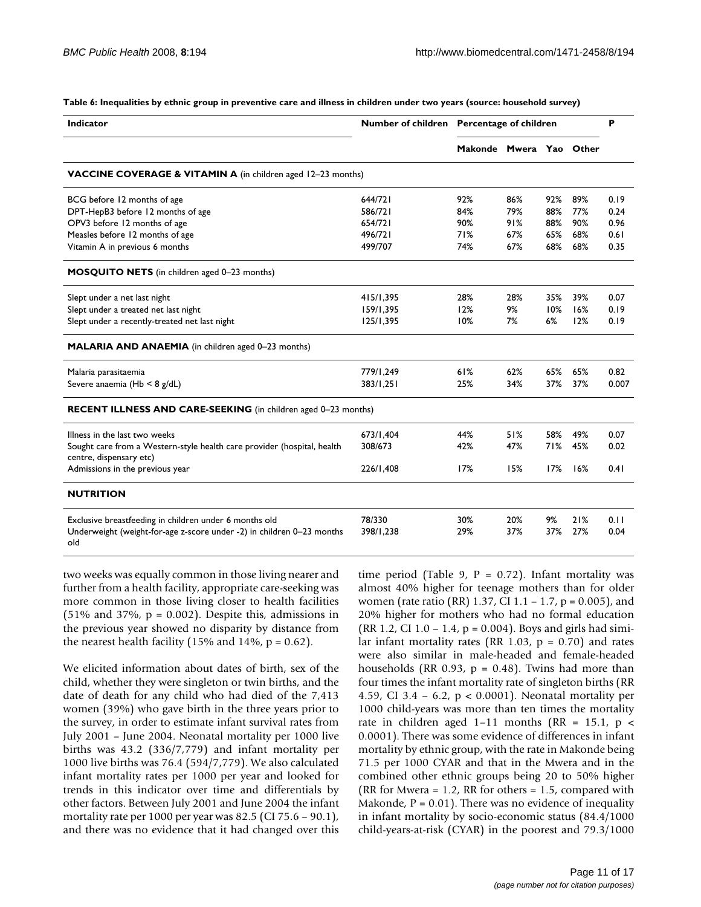**Table 6: Inequalities by ethnic group in preventive care and illness in children under two years (source: household survey)**

| Indicator | Number of children | Percentage of children | | | | P |
|---|---|---|---|---|---|---|
| | | Makonde | Mwera | Yao | Other | |
| **VACCINE COVERAGE & VITAMIN A** (in children aged 12–23 months) | | | | | | |
| BCG before 12 months of age | 644/721 | 92% | 86% | 92% | 89% | 0.19 |
| DPT-HepB3 before 12 months of age | 586/721 | 84% | 79% | 88% | 77% | 0.24 |
| OPV3 before 12 months of age | 654/721 | 90% | 91% | 88% | 90% | 0.96 |
| Measles before 12 months of age | 496/721 | 71% | 67% | 65% | 68% | 0.61 |
| Vitamin A in previous 6 months | 499/707 | 74% | 67% | 68% | 68% | 0.35 |
| **MOSQUITO NETS** (in children aged 0–23 months) | | | | | | |
| Slept under a net last night | 415/1,395 | 28% | 28% | 35% | 39% | 0.07 |
| Slept under a treated net last night | 159/1,395 | 12% | 9% | 10% | 16% | 0.19 |
| Slept under a recently-treated net last night | 125/1,395 | 10% | 7% | 6% | 12% | 0.19 |
| **MALARIA AND ANAEMIA** (in children aged 0–23 months) | | | | | | |
| Malaria parasitaemia | 779/1,249 | 61% | 62% | 65% | 65% | 0.82 |
| Severe anaemia (Hb < 8 g/dL) | 383/1,251 | 25% | 34% | 37% | 37% | 0.007 |
| **RECENT ILLNESS AND CARE-SEEKING** (in children aged 0–23 months) | | | | | | |
| Illness in the last two weeks | 673/1,404 | 44% | 51% | 58% | 49% | 0.07 |
| Sought care from a Western-style health care provider (hospital, health centre, dispensary etc) | 308/673 | 42% | 47% | 71% | 45% | 0.02 |
| Admissions in the previous year | 226/1,408 | 17% | 15% | 17% | 16% | 0.41 |
| **NUTRITION** | | | | | | |
| Exclusive breastfeeding in children under 6 months old | 78/330 | 30% | 20% | 9% | 21% | 0.11 |
| Underweight (weight-for-age z-score under -2) in children 0–23 months old | 398/1,238 | 29% | 37% | 37% | 27% | 0.04 |

two weeks was equally common in those living nearer and further from a health facility, appropriate care-seeking was more common in those living closer to health facilities (51% and 37%, p = 0.002). Despite this, admissions in the previous year showed no disparity by distance from the nearest health facility (15% and 14%, p = 0.62).

We elicited information about dates of birth, sex of the child, whether they were singleton or twin births, and the date of death for any child who had died of the 7,413 women (39%) who gave birth in the three years prior to the survey, in order to estimate infant survival rates from July 2001 – June 2004. Neonatal mortality per 1000 live births was 43.2 (336/7,779) and infant mortality per 1000 live births was 76.4 (594/7,779). We also calculated infant mortality rates per 1000 per year and looked for trends in this indicator over time and differentials by other factors. Between July 2001 and June 2004 the infant mortality rate per 1000 per year was 82.5 (CI 75.6 – 90.1), and there was no evidence that it had changed over this time period (Table 9, P = 0.72). Infant mortality was almost 40% higher for teenage mothers than for older women (rate ratio (RR) 1.37, CI 1.1 – 1.7, p = 0.005), and 20% higher for mothers who had no formal education (RR 1.2, CI 1.0 – 1.4, p = 0.004). Boys and girls had similar infant mortality rates (RR 1.03, p = 0.70) and rates were also similar in male-headed and female-headed households (RR 0.93, p = 0.48). Twins had more than four times the infant mortality rate of singleton births (RR 4.59, CI 3.4 – 6.2, p < 0.0001). Neonatal mortality per 1000 child-years was more than ten times the mortality rate in children aged 1–11 months (RR = 15.1, p < 0.0001). There was some evidence of differences in infant mortality by ethnic group, with the rate in Makonde being 71.5 per 1000 CYAR and that in the Mwera and in the combined other ethnic groups being 20 to 50% higher (RR for Mwera = 1.2, RR for others = 1.5, compared with Makonde, P = 0.01). There was no evidence of inequality in infant mortality by socio-economic status (84.4/1000 child-years-at-risk (CYAR) in the poorest and 79.3/1000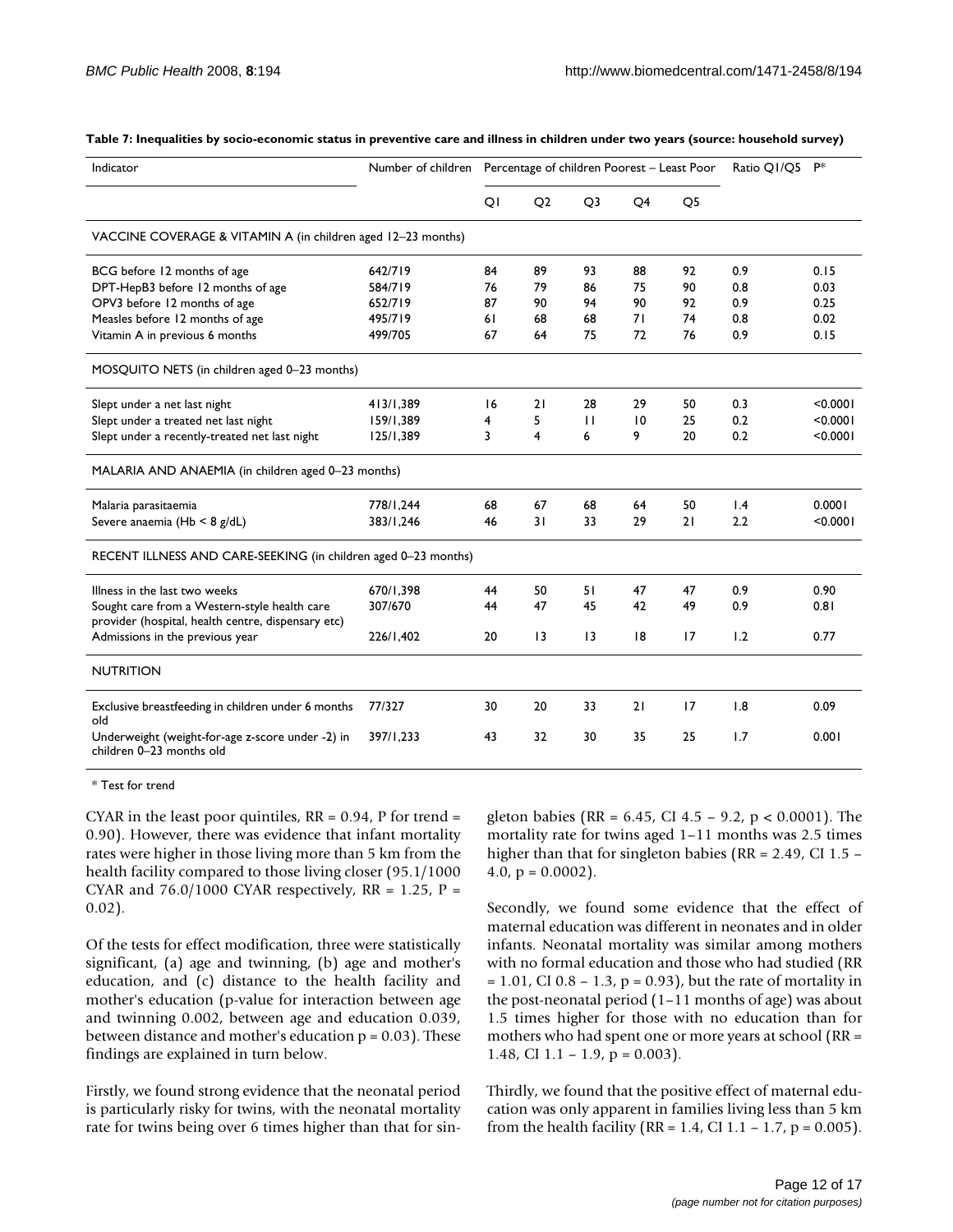**Table 7: Inequalities by socio-economic status in preventive care and illness in children under two years (source: household survey)**

| Indicator | Number of children | Percentage of children Poorest – Least Poor | | | | | Ratio Q1/Q5 | P* |
|---|---|---|---|---|---|---|---|---|
| | | Q1 | Q2 | Q3 | Q4 | Q5 | | |
| VACCINE COVERAGE & VITAMIN A (in children aged 12–23 months) | | | | | | | | |
| BCG before 12 months of age | 642/719 | 84 | 89 | 93 | 88 | 92 | 0.9 | 0.15 |
| DPT-HepB3 before 12 months of age | 584/719 | 76 | 79 | 86 | 75 | 90 | 0.8 | 0.03 |
| OPV3 before 12 months of age | 652/719 | 87 | 90 | 94 | 90 | 92 | 0.9 | 0.25 |
| Measles before 12 months of age | 495/719 | 61 | 68 | 68 | 71 | 74 | 0.8 | 0.02 |
| Vitamin A in previous 6 months | 499/705 | 67 | 64 | 75 | 72 | 76 | 0.9 | 0.15 |
| MOSQUITO NETS (in children aged 0–23 months) | | | | | | | | |
| Slept under a net last night | 413/1,389 | 16 | 21 | 28 | 29 | 50 | 0.3 | <0.0001 |
| Slept under a treated net last night | 159/1,389 | 4 | 5 | 11 | 10 | 25 | 0.2 | <0.0001 |
| Slept under a recently-treated net last night | 125/1,389 | 3 | 4 | 6 | 9 | 20 | 0.2 | <0.0001 |
| MALARIA AND ANAEMIA (in children aged 0–23 months) | | | | | | | | |
| Malaria parasitaemia | 778/1,244 | 68 | 67 | 68 | 64 | 50 | 1.4 | 0.0001 |
| Severe anaemia (Hb < 8 g/dL) | 383/1,246 | 46 | 31 | 33 | 29 | 21 | 2.2 | <0.0001 |
| RECENT ILLNESS AND CARE-SEEKING (in children aged 0–23 months) | | | | | | | | |
| Illness in the last two weeks | 670/1,398 | 44 | 50 | 51 | 47 | 47 | 0.9 | 0.90 |
| Sought care from a Western-style health care provider (hospital, health centre, dispensary etc) | 307/670 | 44 | 47 | 45 | 42 | 49 | 0.9 | 0.81 |
| Admissions in the previous year | 226/1,402 | 20 | 13 | 13 | 18 | 17 | 1.2 | 0.77 |
| NUTRITION | | | | | | | | |
| Exclusive breastfeeding in children under 6 months old | 77/327 | 30 | 20 | 33 | 21 | 17 | 1.8 | 0.09 |
| Underweight (weight-for-age z-score under -2) in children 0–23 months old | 397/1,233 | 43 | 32 | 30 | 35 | 25 | 1.7 | 0.001 |

\* Test for trend

CYAR in the least poor quintiles, RR = 0.94, P for trend = 0.90). However, there was evidence that infant mortality rates were higher in those living more than 5 km from the health facility compared to those living closer (95.1/1000 CYAR and 76.0/1000 CYAR respectively, RR = 1.25, P = 0.02).

Of the tests for effect modification, three were statistically significant, (a) age and twinning, (b) age and mother's education, and (c) distance to the health facility and mother's education (p-value for interaction between age and twinning 0.002, between age and education 0.039, between distance and mother's education p = 0.03). These findings are explained in turn below.

Firstly, we found strong evidence that the neonatal period is particularly risky for twins, with the neonatal mortality rate for twins being over 6 times higher than that for singleton babies (RR = 6.45, CI 4.5 – 9.2, p < 0.0001). The mortality rate for twins aged 1–11 months was 2.5 times higher than that for singleton babies (RR = 2.49, CI 1.5 – 4.0, p = 0.0002).

Secondly, we found some evidence that the effect of maternal education was different in neonates and in older infants. Neonatal mortality was similar among mothers with no formal education and those who had studied (RR = 1.01, CI 0.8 – 1.3, p = 0.93), but the rate of mortality in the post-neonatal period (1–11 months of age) was about 1.5 times higher for those with no education than for mothers who had spent one or more years at school (RR = 1.48, CI 1.1 – 1.9, p = 0.003).

Thirdly, we found that the positive effect of maternal education was only apparent in families living less than 5 km from the health facility (RR = 1.4, CI 1.1 – 1.7, p = 0.005).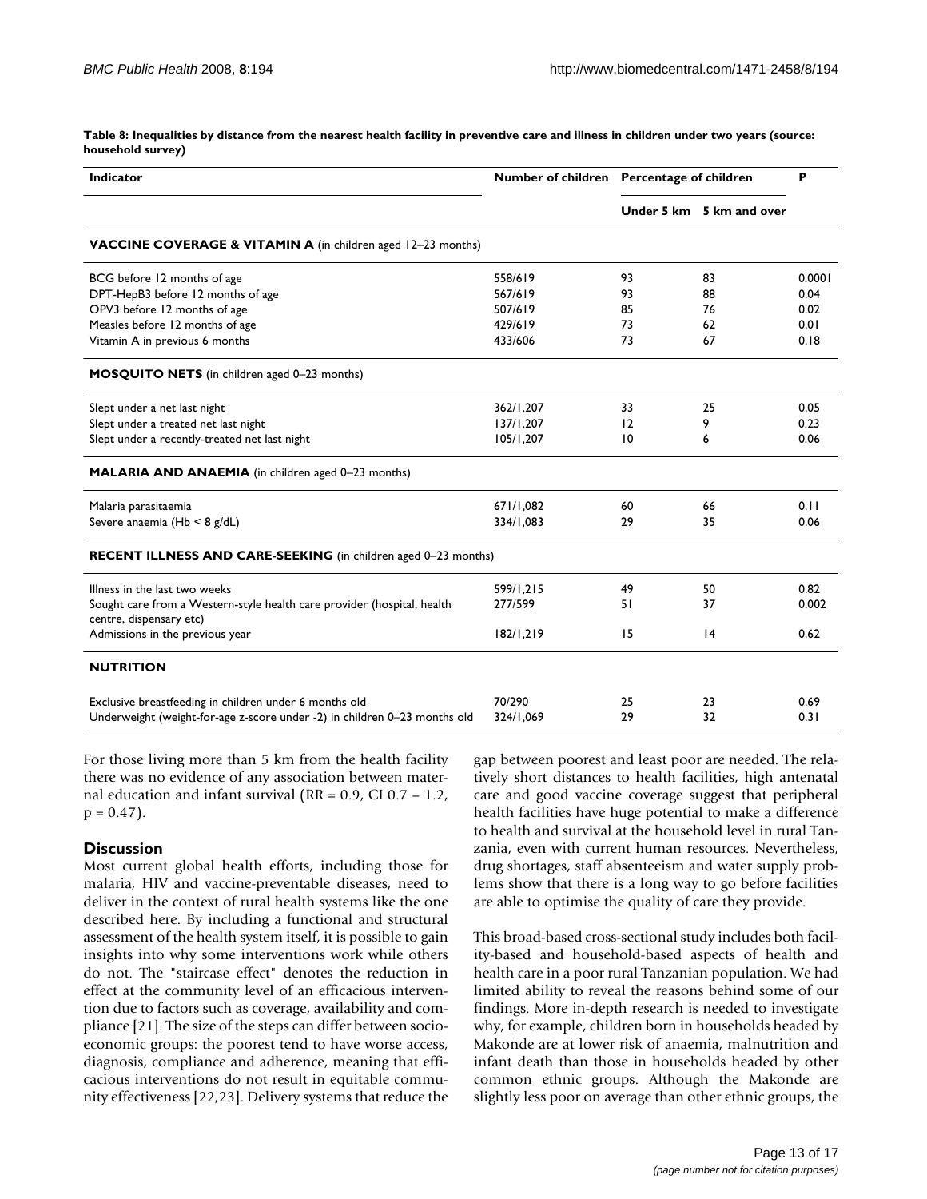**Table 8: Inequalities by distance from the nearest health facility in preventive care and illness in children under two years (source: household survey)**

| Indicator | Number of children | Percentage of children | | P |
|---|---|---|---|---|
| | | Under 5 km | 5 km and over | |
| **VACCINE COVERAGE & VITAMIN A** (in children aged 12–23 months) | | | | |
| BCG before 12 months of age | 558/619 | 93 | 83 | 0.0001 |
| DPT-HepB3 before 12 months of age | 567/619 | 93 | 88 | 0.04 |
| OPV3 before 12 months of age | 507/619 | 85 | 76 | 0.02 |
| Measles before 12 months of age | 429/619 | 73 | 62 | 0.01 |
| Vitamin A in previous 6 months | 433/606 | 73 | 67 | 0.18 |
| **MOSQUITO NETS** (in children aged 0–23 months) | | | | |
| Slept under a net last night | 362/1,207 | 33 | 25 | 0.05 |
| Slept under a treated net last night | 137/1,207 | 12 | 9 | 0.23 |
| Slept under a recently-treated net last night | 105/1,207 | 10 | 6 | 0.06 |
| **MALARIA AND ANAEMIA** (in children aged 0–23 months) | | | | |
| Malaria parasitaemia | 671/1,082 | 60 | 66 | 0.11 |
| Severe anaemia (Hb < 8 g/dL) | 334/1,083 | 29 | 35 | 0.06 |
| **RECENT ILLNESS AND CARE-SEEKING** (in children aged 0–23 months) | | | | |
| Illness in the last two weeks | 599/1,215 | 49 | 50 | 0.82 |
| Sought care from a Western-style health care provider (hospital, health centre, dispensary etc) | 277/599 | 51 | 37 | 0.002 |
| Admissions in the previous year | 182/1,219 | 15 | 14 | 0.62 |
| **NUTRITION** | | | | |
| Exclusive breastfeeding in children under 6 months old | 70/290 | 25 | 23 | 0.69 |
| Underweight (weight-for-age z-score under -2) in children 0–23 months old | 324/1,069 | 29 | 32 | 0.31 |

For those living more than 5 km from the health facility there was no evidence of any association between maternal education and infant survival (RR = 0.9, CI 0.7 – 1.2, p = 0.47).

## Discussion

Most current global health efforts, including those for malaria, HIV and vaccine-preventable diseases, need to deliver in the context of rural health systems like the one described here. By including a functional and structural assessment of the health system itself, it is possible to gain insights into why some interventions work while others do not. The "staircase effect" denotes the reduction in effect at the community level of an efficacious intervention due to factors such as coverage, availability and compliance [21]. The size of the steps can differ between socio-economic groups: the poorest tend to have worse access, diagnosis, compliance and adherence, meaning that efficacious interventions do not result in equitable community effectiveness [22,23]. Delivery systems that reduce the gap between poorest and least poor are needed. The relatively short distances to health facilities, high antenatal care and good vaccine coverage suggest that peripheral health facilities have huge potential to make a difference to health and survival at the household level in rural Tanzania, even with current human resources. Nevertheless, drug shortages, staff absenteeism and water supply problems show that there is a long way to go before facilities are able to optimise the quality of care they provide.

This broad-based cross-sectional study includes both facility-based and household-based aspects of health and health care in a poor rural Tanzanian population. We had limited ability to reveal the reasons behind some of our findings. More in-depth research is needed to investigate why, for example, children born in households headed by Makonde are at lower risk of anaemia, malnutrition and infant death than those in households headed by other common ethnic groups. Although the Makonde are slightly less poor on average than other ethnic groups, the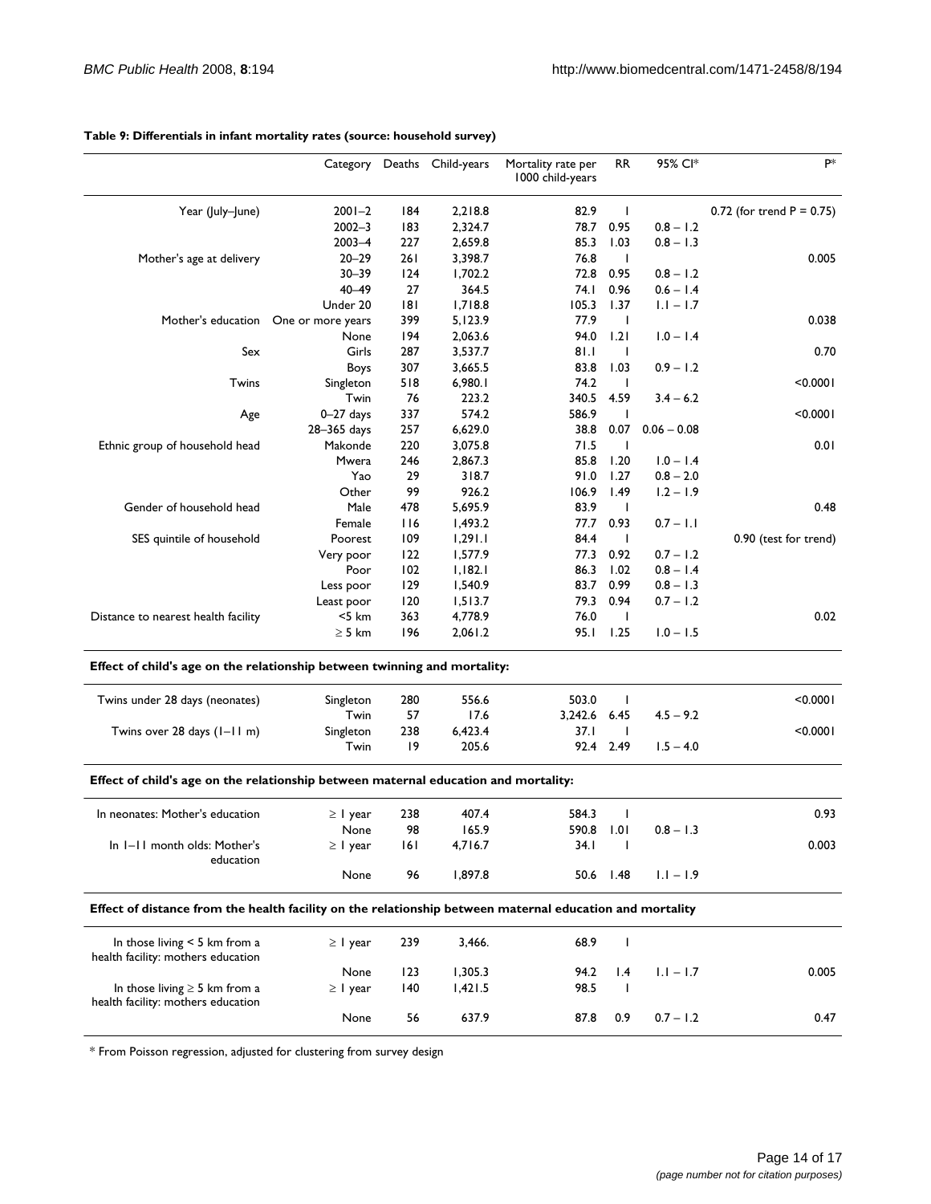**Table 9: Differentials in infant mortality rates (source: household survey)**

| | Category | Deaths | Child-years | Mortality rate per 1000 child-years | RR | 95% CI* | P* |
|---|---|---|---|---|---|---|---|
| Year (July–June) | 2001–2 | 184 | 2,218.8 | 82.9 | 1 | | 0.72 (for trend P = 0.75) |
| | 2002–3 | 183 | 2,324.7 | 78.7 | 0.95 | 0.8 – 1.2 | |
| | 2003–4 | 227 | 2,659.8 | 85.3 | 1.03 | 0.8 – 1.3 | |
| Mother's age at delivery | 20–29 | 261 | 3,398.7 | 76.8 | 1 | | 0.005 |
| | 30–39 | 124 | 1,702.2 | 72.8 | 0.95 | 0.8 – 1.2 | |
| | 40–49 | 27 | 364.5 | 74.1 | 0.96 | 0.6 – 1.4 | |
| | Under 20 | 181 | 1,718.8 | 105.3 | 1.37 | 1.1 – 1.7 | |
| Mother's education | One or more years | 399 | 5,123.9 | 77.9 | 1 | | 0.038 |
| | None | 194 | 2,063.6 | 94.0 | 1.21 | 1.0 – 1.4 | |
| Sex | Girls | 287 | 3,537.7 | 81.1 | 1 | | 0.70 |
| | Boys | 307 | 3,665.5 | 83.8 | 1.03 | 0.9 – 1.2 | |
| Twins | Singleton | 518 | 6,980.1 | 74.2 | 1 | | <0.0001 |
| | Twin | 76 | 223.2 | 340.5 | 4.59 | 3.4 – 6.2 | |
| Age | 0–27 days | 337 | 574.2 | 586.9 | 1 | | <0.0001 |
| | 28–365 days | 257 | 6,629.0 | 38.8 | 0.07 | 0.06 – 0.08 | |
| Ethnic group of household head | Makonde | 220 | 3,075.8 | 71.5 | 1 | | 0.01 |
| | Mwera | 246 | 2,867.3 | 85.8 | 1.20 | 1.0 – 1.4 | |
| | Yao | 29 | 318.7 | 91.0 | 1.27 | 0.8 – 2.0 | |
| | Other | 99 | 926.2 | 106.9 | 1.49 | 1.2 – 1.9 | |
| Gender of household head | Male | 478 | 5,695.9 | 83.9 | 1 | | 0.48 |
| | Female | 116 | 1,493.2 | 77.7 | 0.93 | 0.7 – 1.1 | |
| SES quintile of household | Poorest | 109 | 1,291.1 | 84.4 | 1 | | 0.90 (test for trend) |
| | Very poor | 122 | 1,577.9 | 77.3 | 0.92 | 0.7 – 1.2 | |
| | Poor | 102 | 1,182.1 | 86.3 | 1.02 | 0.8 – 1.4 | |
| | Less poor | 129 | 1,540.9 | 83.7 | 0.99 | 0.8 – 1.3 | |
| | Least poor | 120 | 1,513.7 | 79.3 | 0.94 | 0.7 – 1.2 | |
| Distance to nearest health facility | <5 km | 363 | 4,778.9 | 76.0 | 1 | | 0.02 |
| | ≥ 5 km | 196 | 2,061.2 | 95.1 | 1.25 | 1.0 – 1.5 | |
| **Effect of child's age on the relationship between twinning and mortality:** | | | | | | | |
| Twins under 28 days (neonates) | Singleton | 280 | 556.6 | 503.0 | 1 | | <0.0001 |
| | Twin | 57 | 17.6 | 3,242.6 | 6.45 | 4.5 – 9.2 | |
| Twins over 28 days (1–11 m) | Singleton | 238 | 6,423.4 | 37.1 | 1 | | <0.0001 |
| | Twin | 19 | 205.6 | 92.4 | 2.49 | 1.5 – 4.0 | |
| **Effect of child's age on the relationship between maternal education and mortality:** | | | | | | | |
| In neonates: Mother's education | ≥ 1 year | 238 | 407.4 | 584.3 | 1 | | 0.93 |
| | None | 98 | 165.9 | 590.8 | 1.01 | 0.8 – 1.3 | |
| In 1–11 month olds: Mother's education | ≥ 1 year | 161 | 4,716.7 | 34.1 | 1 | | 0.003 |
| | None | 96 | 1,897.8 | 50.6 | 1.48 | 1.1 – 1.9 | |
| **Effect of distance from the health facility on the relationship between maternal education and mortality** | | | | | | | |
| In those living < 5 km from a health facility: mothers education | ≥ 1 year | 239 | 3,466. | 68.9 | 1 | | |
| | None | 123 | 1,305.3 | 94.2 | 1.4 | 1.1 – 1.7 | 0.005 |
| In those living ≥ 5 km from a health facility: mothers education | ≥ 1 year | 140 | 1,421.5 | 98.5 | 1 | | |
| | None | 56 | 637.9 | 87.8 | 0.9 | 0.7 – 1.2 | 0.47 |

\* From Poisson regression, adjusted for clustering from survey design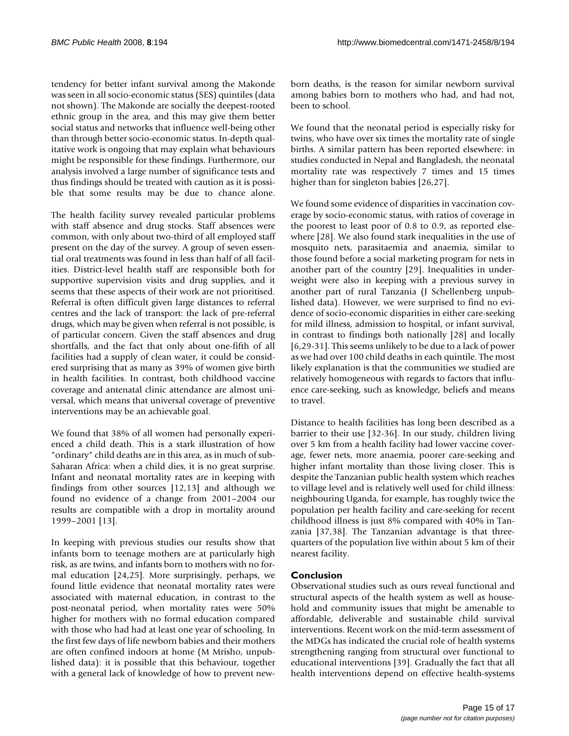tendency for better infant survival among the Makonde was seen in all socio-economic status (SES) quintiles (data not shown). The Makonde are socially the deepest-rooted ethnic group in the area, and this may give them better social status and networks that influence well-being other than through better socio-economic status. In-depth qualitative work is ongoing that may explain what behaviours might be responsible for these findings. Furthermore, our analysis involved a large number of significance tests and thus findings should be treated with caution as it is possible that some results may be due to chance alone.

The health facility survey revealed particular problems with staff absence and drug stocks. Staff absences were common, with only about two-third of all employed staff present on the day of the survey. A group of seven essential oral treatments was found in less than half of all facilities. District-level health staff are responsible both for supportive supervision visits and drug supplies, and it seems that these aspects of their work are not prioritised. Referral is often difficult given large distances to referral centres and the lack of transport: the lack of pre-referral drugs, which may be given when referral is not possible, is of particular concern. Given the staff absences and drug shortfalls, and the fact that only about one-fifth of all facilities had a supply of clean water, it could be considered surprising that as many as 39% of women give birth in health facilities. In contrast, both childhood vaccine coverage and antenatal clinic attendance are almost universal, which means that universal coverage of preventive interventions may be an achievable goal.

We found that 38% of all women had personally experienced a child death. This is a stark illustration of how "ordinary" child deaths are in this area, as in much of sub-Saharan Africa: when a child dies, it is no great surprise. Infant and neonatal mortality rates are in keeping with findings from other sources [12,13] and although we found no evidence of a change from 2001–2004 our results are compatible with a drop in mortality around 1999–2001 [13].

In keeping with previous studies our results show that infants born to teenage mothers are at particularly high risk, as are twins, and infants born to mothers with no formal education [24,25]. More surprisingly, perhaps, we found little evidence that neonatal mortality rates were associated with maternal education, in contrast to the post-neonatal period, when mortality rates were 50% higher for mothers with no formal education compared with those who had had at least one year of schooling. In the first few days of life newborn babies and their mothers are often confined indoors at home (M Mrisho, unpublished data): it is possible that this behaviour, together with a general lack of knowledge of how to prevent newborn deaths, is the reason for similar newborn survival among babies born to mothers who had, and had not, been to school.

We found that the neonatal period is especially risky for twins, who have over six times the mortality rate of single births. A similar pattern has been reported elsewhere: in studies conducted in Nepal and Bangladesh, the neonatal mortality rate was respectively 7 times and 15 times higher than for singleton babies [26,27].

We found some evidence of disparities in vaccination coverage by socio-economic status, with ratios of coverage in the poorest to least poor of 0.8 to 0.9, as reported elsewhere [28]. We also found stark inequalities in the use of mosquito nets, parasitaemia and anaemia, similar to those found before a social marketing program for nets in another part of the country [29]. Inequalities in underweight were also in keeping with a previous survey in another part of rural Tanzania (J Schellenberg unpublished data). However, we were surprised to find no evidence of socio-economic disparities in either care-seeking for mild illness, admission to hospital, or infant survival, in contrast to findings both nationally [28] and locally [6,29-31]. This seems unlikely to be due to a lack of power as we had over 100 child deaths in each quintile. The most likely explanation is that the communities we studied are relatively homogeneous with regards to factors that influence care-seeking, such as knowledge, beliefs and means to travel.

Distance to health facilities has long been described as a barrier to their use [32-36]. In our study, children living over 5 km from a health facility had lower vaccine coverage, fewer nets, more anaemia, poorer care-seeking and higher infant mortality than those living closer. This is despite the Tanzanian public health system which reaches to village level and is relatively well used for child illness: neighbouring Uganda, for example, has roughly twice the population per health facility and care-seeking for recent childhood illness is just 8% compared with 40% in Tanzania [37,38]. The Tanzanian advantage is that three-quarters of the population live within about 5 km of their nearest facility.

## Conclusion

Observational studies such as ours reveal functional and structural aspects of the health system as well as household and community issues that might be amenable to affordable, deliverable and sustainable child survival interventions. Recent work on the mid-term assessment of the MDGs has indicated the crucial role of health systems strengthening ranging from structural over functional to educational interventions [39]. Gradually the fact that all health interventions depend on effective health-systems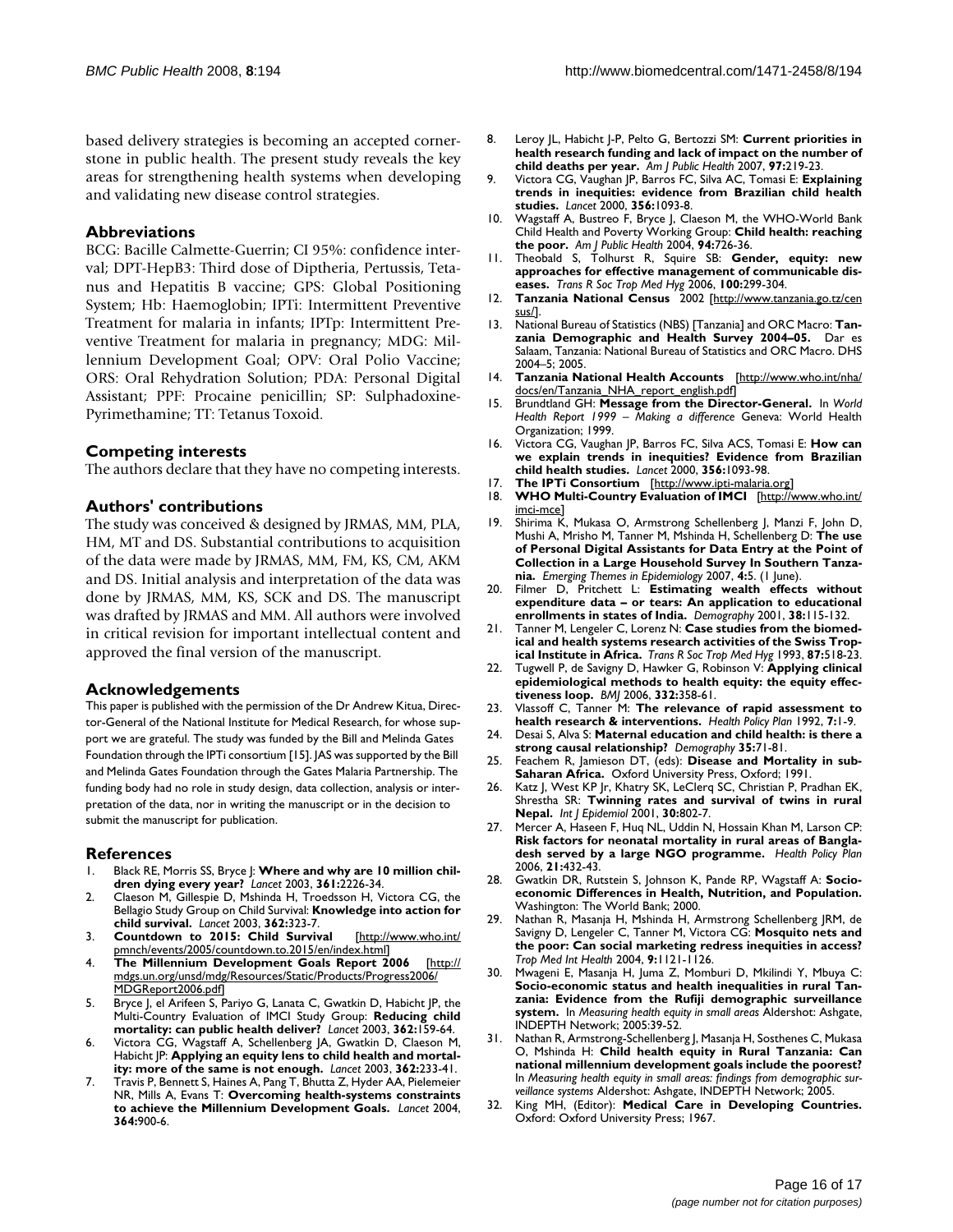based delivery strategies is becoming an accepted cornerstone in public health. The present study reveals the key areas for strengthening health systems when developing and validating new disease control strategies.

## Abbreviations

BCG: Bacille Calmette-Guerrin; CI 95%: confidence interval; DPT-HepB3: Third dose of Diptheria, Pertussis, Tetanus and Hepatitis B vaccine; GPS: Global Positioning System; Hb: Haemoglobin; IPTi: Intermittent Preventive Treatment for malaria in infants; IPTp: Intermittent Preventive Treatment for malaria in pregnancy; MDG: Millennium Development Goal; OPV: Oral Polio Vaccine; ORS: Oral Rehydration Solution; PDA: Personal Digital Assistant; PPF: Procaine penicillin; SP: Sulphadoxine-Pyrimethamine; TT: Tetanus Toxoid.

## Competing interests

The authors declare that they have no competing interests.

## Authors' contributions

The study was conceived & designed by JRMAS, MM, PLA, HM, MT and DS. Substantial contributions to acquisition of the data were made by JRMAS, MM, FM, KS, CM, AKM and DS. Initial analysis and interpretation of the data was done by JRMAS, MM, KS, SCK and DS. The manuscript was drafted by JRMAS and MM. All authors were involved in critical revision for important intellectual content and approved the final version of the manuscript.

## Acknowledgements

This paper is published with the permission of the Dr Andrew Kitua, Director-General of the National Institute for Medical Research, for whose support we are grateful. The study was funded by the Bill and Melinda Gates Foundation through the IPTi consortium [15]. JAS was supported by the Bill and Melinda Gates Foundation through the Gates Malaria Partnership. The funding body had no role in study design, data collection, analysis or interpretation of the data, nor in writing the manuscript or in the decision to submit the manuscript for publication.

## References

1. Black RE, Morris SS, Bryce J: **Where and why are 10 million children dying every year?** *Lancet* 2003, **361:**2226-34.
2. Claeson M, Gillespie D, Mshinda H, Troedsson H, Victora CG, the Bellagio Study Group on Child Survival: **Knowledge into action for child survival.** *Lancet* 2003, **362:**323-7.
3. **Countdown to 2015: Child Survival** [http://www.who.int/pmnch/events/2005/countdown.to.2015/en/index.html]
4. **The Millennium Development Goals Report 2006** [http://mdgs.un.org/unsd/mdg/Resources/Static/Products/Progress2006/MDGReport2006.pdf]
5. Bryce J, el Arifeen S, Pariyo G, Lanata C, Gwatkin D, Habicht JP, the Multi-Country Evaluation of IMCI Study Group: **Reducing child mortality: can public health deliver?** *Lancet* 2003, **362:**159-64.
6. Victora CG, Wagstaff A, Schellenberg JA, Gwatkin D, Claeson M, Habicht JP: **Applying an equity lens to child health and mortality: more of the same is not enough.** *Lancet* 2003, **362:**233-41.
7. Travis P, Bennett S, Haines A, Pang T, Bhutta Z, Hyder AA, Pielemeier NR, Mills A, Evans T: **Overcoming health-systems constraints to achieve the Millennium Development Goals.** *Lancet* 2004, **364:**900-6.
8. Leroy JL, Habicht J-P, Pelto G, Bertozzi SM: **Current priorities in health research funding and lack of impact on the number of child deaths per year.** *Am J Public Health* 2007, **97:**219-23.
9. Victora CG, Vaughan JP, Barros FC, Silva AC, Tomasi E: **Explaining trends in inequities: evidence from Brazilian child health studies.** *Lancet* 2000, **356:**1093-8.
10. Wagstaff A, Bustreo F, Bryce J, Claeson M, the WHO-World Bank Child Health and Poverty Working Group: **Child health: reaching the poor.** *Am J Public Health* 2004, **94:**726-36.
11. Theobald S, Tolhurst R, Squire SB: **Gender, equity: new approaches for effective management of communicable diseases.** *Trans R Soc Trop Med Hyg* 2006, **100:**299-304.
12. **Tanzania National Census** 2002 [http://www.tanzania.go.tz/census/].
13. National Bureau of Statistics (NBS) [Tanzania] and ORC Macro: **Tanzania Demographic and Health Survey 2004–05.** Dar es Salaam, Tanzania: National Bureau of Statistics and ORC Macro. DHS 2004–5; 2005.
14. **Tanzania National Health Accounts** [http://www.who.int/nha/docs/en/Tanzania_NHA_report_english.pdf]
15. Brundtland GH: **Message from the Director-General.** In *World Health Report 1999 – Making a difference* Geneva: World Health Organization; 1999.
16. Victora CG, Vaughan JP, Barros FC, Silva ACS, Tomasi E: **How can we explain trends in inequities? Evidence from Brazilian child health studies.** *Lancet* 2000, **356:**1093-98.
17. **The IPTi Consortium** [http://www.ipti-malaria.org]
18. **WHO Multi-Country Evaluation of IMCI** [http://www.who.int/imci-mce]
19. Shirima K, Mukasa O, Armstrong Schellenberg J, Manzi F, John D, Mushi A, Mrisho M, Tanner M, Mshinda H, Schellenberg D: **The use of Personal Digital Assistants for Data Entry at the Point of Collection in a Large Household Survey In Southern Tanzania.** *Emerging Themes in Epidemiology* 2007, **4:**5. (1 June).
20. Filmer D, Pritchett L: **Estimating wealth effects without expenditure data – or tears: An application to educational enrollments in states of India.** *Demography* 2001, **38:**115-132.
21. Tanner M, Lengeler C, Lorenz N: **Case studies from the biomedical and health systems research activities of the Swiss Tropical Institute in Africa.** *Trans R Soc Trop Med Hyg* 1993, **87:**518-23.
22. Tugwell P, de Savigny D, Hawker G, Robinson V: **Applying clinical epidemiological methods to health equity: the equity effectiveness loop.** *BMJ* 2006, **332:**358-61.
23. Vlassoff C, Tanner M: **The relevance of rapid assessment to health research & interventions.** *Health Policy Plan* 1992, **7:**1-9.
24. Desai S, Alva S: **Maternal education and child health: is there a strong causal relationship?** *Demography* **35:**71-81.
25. Feachem R, Jamieson DT, (eds): **Disease and Mortality in sub-Saharan Africa.** Oxford University Press, Oxford; 1991.
26. Katz J, West KP Jr, Khatry SK, LeClerq SC, Christian P, Pradhan EK, Shrestha SR: **Twinning rates and survival of twins in rural Nepal.** *Int J Epidemiol* 2001, **30:**802-7.
27. Mercer A, Haseen F, Huq NL, Uddin N, Hossain Khan M, Larson CP: **Risk factors for neonatal mortality in rural areas of Bangladesh served by a large NGO programme.** *Health Policy Plan* 2006, **21:**432-43.
28. Gwatkin DR, Rutstein S, Johnson K, Pande RP, Wagstaff A: **Socio-economic Differences in Health, Nutrition, and Population.** Washington: The World Bank; 2000.
29. Nathan R, Masanja H, Mshinda H, Armstrong Schellenberg JRM, de Savigny D, Lengeler C, Tanner M, Victora CG: **Mosquito nets and the poor: Can social marketing redress inequities in access?** *Trop Med Int Health* 2004, **9:**1121-1126.
30. Mwageni E, Masanja H, Juma Z, Momburi D, Mkilindi Y, Mbuya C: **Socio-economic status and health inequalities in rural Tanzania: Evidence from the Rufiji demographic surveillance system.** In *Measuring health equity in small areas* Aldershot: Ashgate, INDEPTH Network; 2005:39-52.
31. Nathan R, Armstrong-Schellenberg J, Masanja H, Sosthenes C, Mukasa O, Mshinda H: **Child health equity in Rural Tanzania: Can national millennium development goals include the poorest?** In *Measuring health equity in small areas: findings from demographic surveillance systems* Aldershot: Ashgate, INDEPTH Network; 2005.
32. King MH, (Editor): **Medical Care in Developing Countries.** Oxford: Oxford University Press; 1967.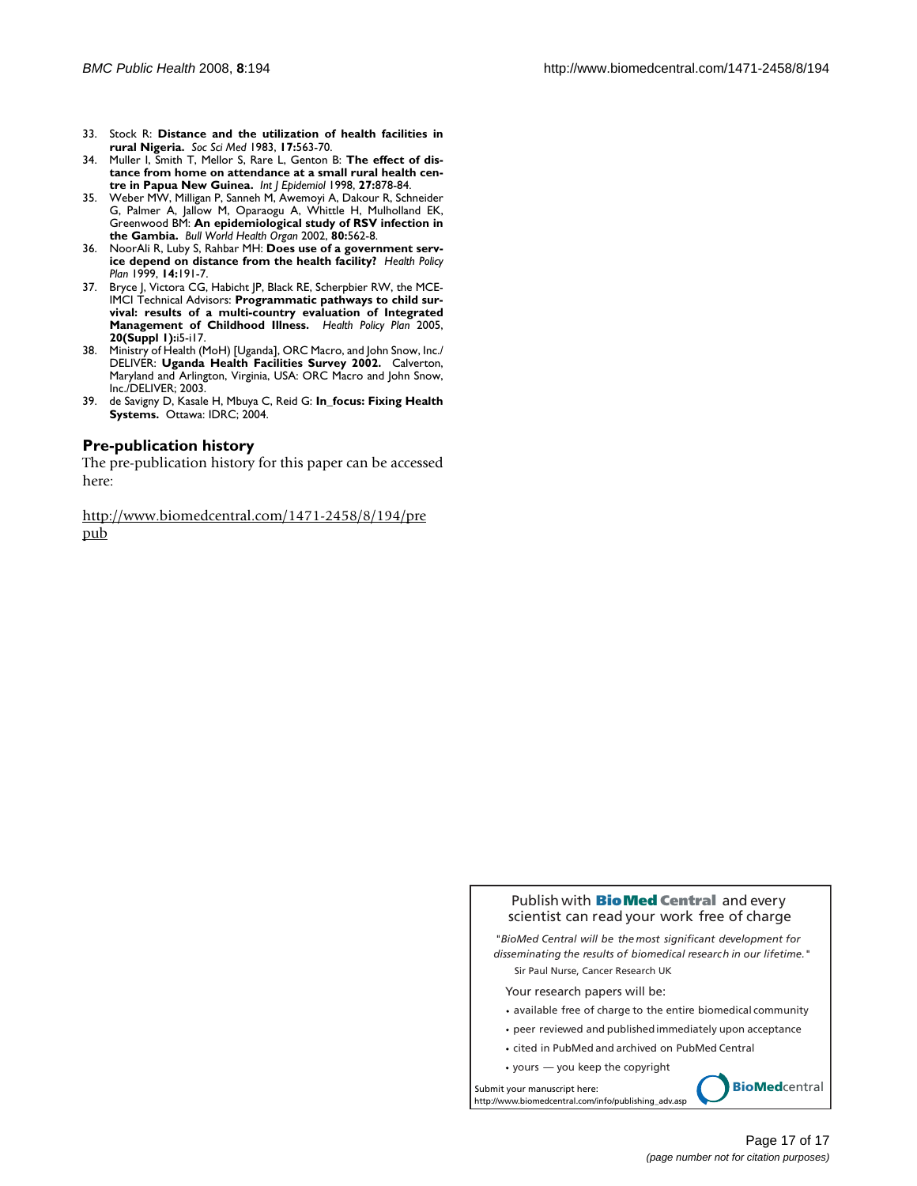33. Stock R: **Distance and the utilization of health facilities in rural Nigeria.** *Soc Sci Med* 1983, **17:**563-70.
34. Muller I, Smith T, Mellor S, Rare L, Genton B: **The effect of distance from home on attendance at a small rural health centre in Papua New Guinea.** *Int J Epidemiol* 1998, **27:**878-84.
35. Weber MW, Milligan P, Sanneh M, Awemoyi A, Dakour R, Schneider G, Palmer A, Jallow M, Oparaogu A, Whittle H, Mulholland EK, Greenwood BM: **An epidemiological study of RSV infection in the Gambia.** *Bull World Health Organ* 2002, **80:**562-8.
36. NoorAli R, Luby S, Rahbar MH: **Does use of a government service depend on distance from the health facility?** *Health Policy Plan* 1999, **14:**191-7.
37. Bryce J, Victora CG, Habicht JP, Black RE, Scherpbier RW, the MCE-IMCI Technical Advisors: **Programmatic pathways to child survival: results of a multi-country evaluation of Integrated Management of Childhood Illness.** *Health Policy Plan* 2005, **20(Suppl 1):**i5-i17.
38. Ministry of Health (MoH) [Uganda], ORC Macro, and John Snow, Inc./DELIVER: **Uganda Health Facilities Survey 2002.** Calverton, Maryland and Arlington, Virginia, USA: ORC Macro and John Snow, Inc./DELIVER; 2003.
39. de Savigny D, Kasale H, Mbuya C, Reid G: **In_focus: Fixing Health Systems.** Ottawa: IDRC; 2004.

## Pre-publication history

The pre-publication history for this paper can be accessed here:

http://www.biomedcentral.com/1471-2458/8/194/prepub

Publish with **BioMed Central** and every scientist can read your work free of charge

*"BioMed Central will be the most significant development for disseminating the results of biomedical research in our lifetime."*
Sir Paul Nurse, Cancer Research UK

Your research papers will be:

- available free of charge to the entire biomedical community
- peer reviewed and published immediately upon acceptance
- cited in PubMed and archived on PubMed Central
- yours — you keep the copyright

Submit your manuscript here:
http://www.biomedcentral.com/info/publishing_adv.asp

**BioMed**central